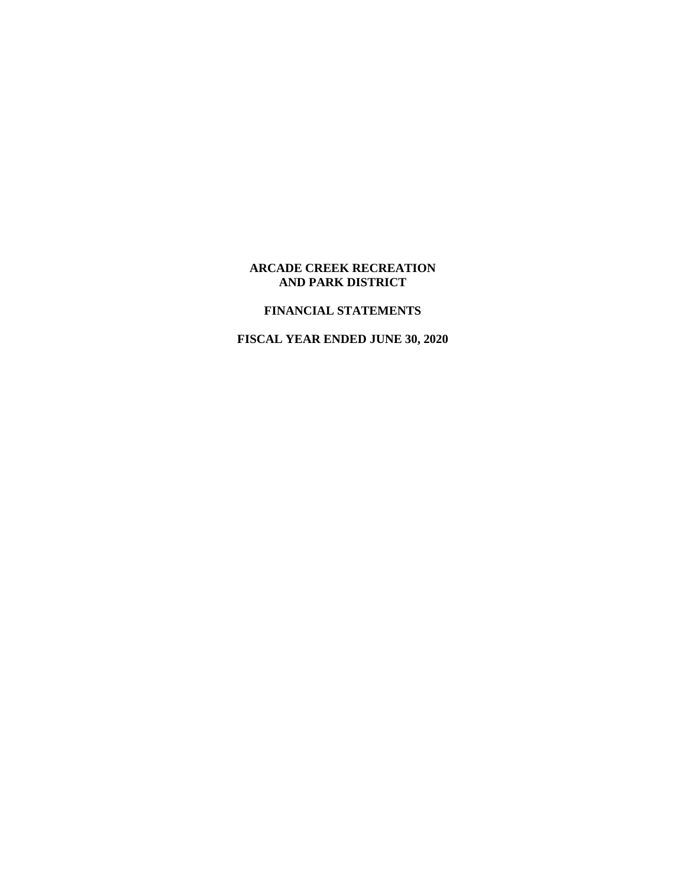# ARCADE CREEK RECREATION AND PARK DISTRICT

## FINANCIAL STATEMENTS

## FISCAL YEAR ENDED JUNE 30, 2020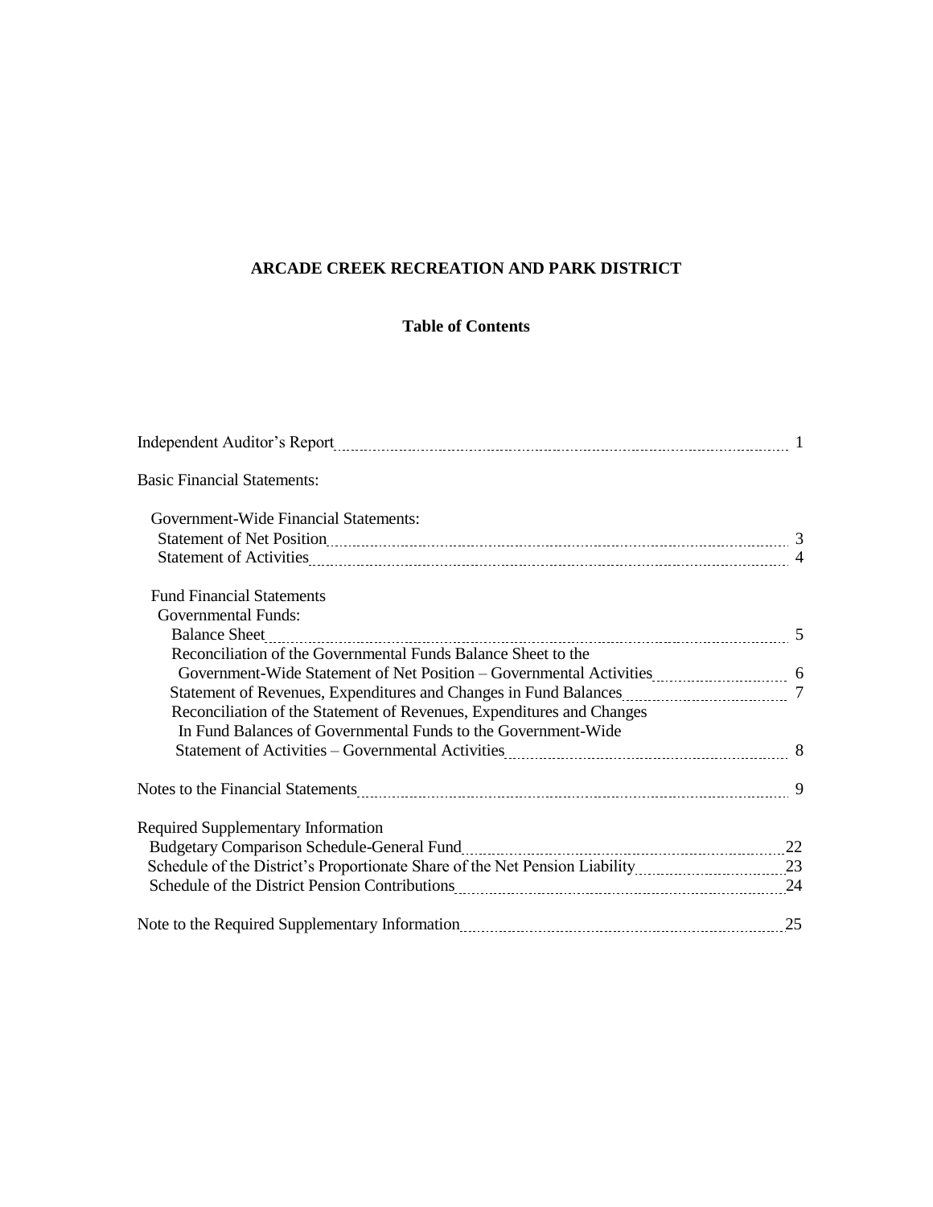# ARCADE CREEK RECREATION AND PARK DISTRICT

## Table of Contents

| | |
|---|---|
| Independent Auditor's Report | 1 |
| Basic Financial Statements: | |
| Government-Wide Financial Statements: | |
| Statement of Net Position | 3 |
| Statement of Activities | 4 |
| Fund Financial Statements | |
| Governmental Funds: | |
| Balance Sheet | 5 |
| Reconciliation of the Governmental Funds Balance Sheet to the Government-Wide Statement of Net Position – Governmental Activities | 6 |
| Statement of Revenues, Expenditures and Changes in Fund Balances | 7 |
| Reconciliation of the Statement of Revenues, Expenditures and Changes In Fund Balances of Governmental Funds to the Government-Wide Statement of Activities – Governmental Activities | 8 |
| Notes to the Financial Statements | 9 |
| Required Supplementary Information | |
| Budgetary Comparison Schedule-General Fund | 22 |
| Schedule of the District's Proportionate Share of the Net Pension Liability | 23 |
| Schedule of the District Pension Contributions | 24 |
| Note to the Required Supplementary Information | 25 |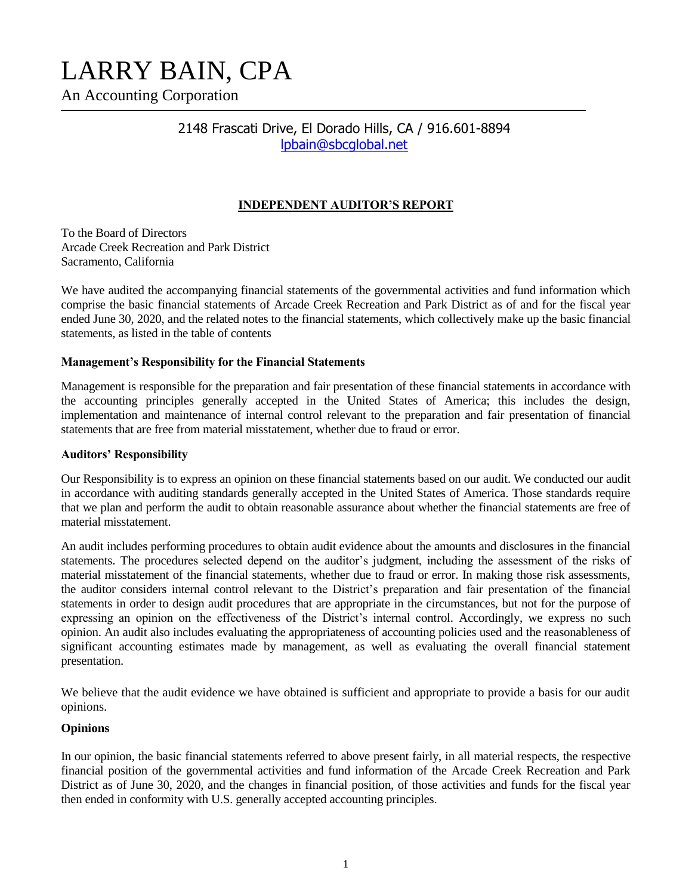# LARRY BAIN, CPA

An Accounting Corporation

2148 Frascati Drive, El Dorado Hills, CA / 916.601-8894
lpbain@sbcglobal.net

## INDEPENDENT AUDITOR'S REPORT

To the Board of Directors
Arcade Creek Recreation and Park District
Sacramento, California

We have audited the accompanying financial statements of the governmental activities and fund information which comprise the basic financial statements of Arcade Creek Recreation and Park District as of and for the fiscal year ended June 30, 2020, and the related notes to the financial statements, which collectively make up the basic financial statements, as listed in the table of contents

**Management's Responsibility for the Financial Statements**

Management is responsible for the preparation and fair presentation of these financial statements in accordance with the accounting principles generally accepted in the United States of America; this includes the design, implementation and maintenance of internal control relevant to the preparation and fair presentation of financial statements that are free from material misstatement, whether due to fraud or error.

**Auditors' Responsibility**

Our Responsibility is to express an opinion on these financial statements based on our audit. We conducted our audit in accordance with auditing standards generally accepted in the United States of America. Those standards require that we plan and perform the audit to obtain reasonable assurance about whether the financial statements are free of material misstatement.

An audit includes performing procedures to obtain audit evidence about the amounts and disclosures in the financial statements. The procedures selected depend on the auditor's judgment, including the assessment of the risks of material misstatement of the financial statements, whether due to fraud or error. In making those risk assessments, the auditor considers internal control relevant to the District's preparation and fair presentation of the financial statements in order to design audit procedures that are appropriate in the circumstances, but not for the purpose of expressing an opinion on the effectiveness of the District's internal control. Accordingly, we express no such opinion. An audit also includes evaluating the appropriateness of accounting policies used and the reasonableness of significant accounting estimates made by management, as well as evaluating the overall financial statement presentation.

We believe that the audit evidence we have obtained is sufficient and appropriate to provide a basis for our audit opinions.

**Opinions**

In our opinion, the basic financial statements referred to above present fairly, in all material respects, the respective financial position of the governmental activities and fund information of the Arcade Creek Recreation and Park District as of June 30, 2020, and the changes in financial position, of those activities and funds for the fiscal year then ended in conformity with U.S. generally accepted accounting principles.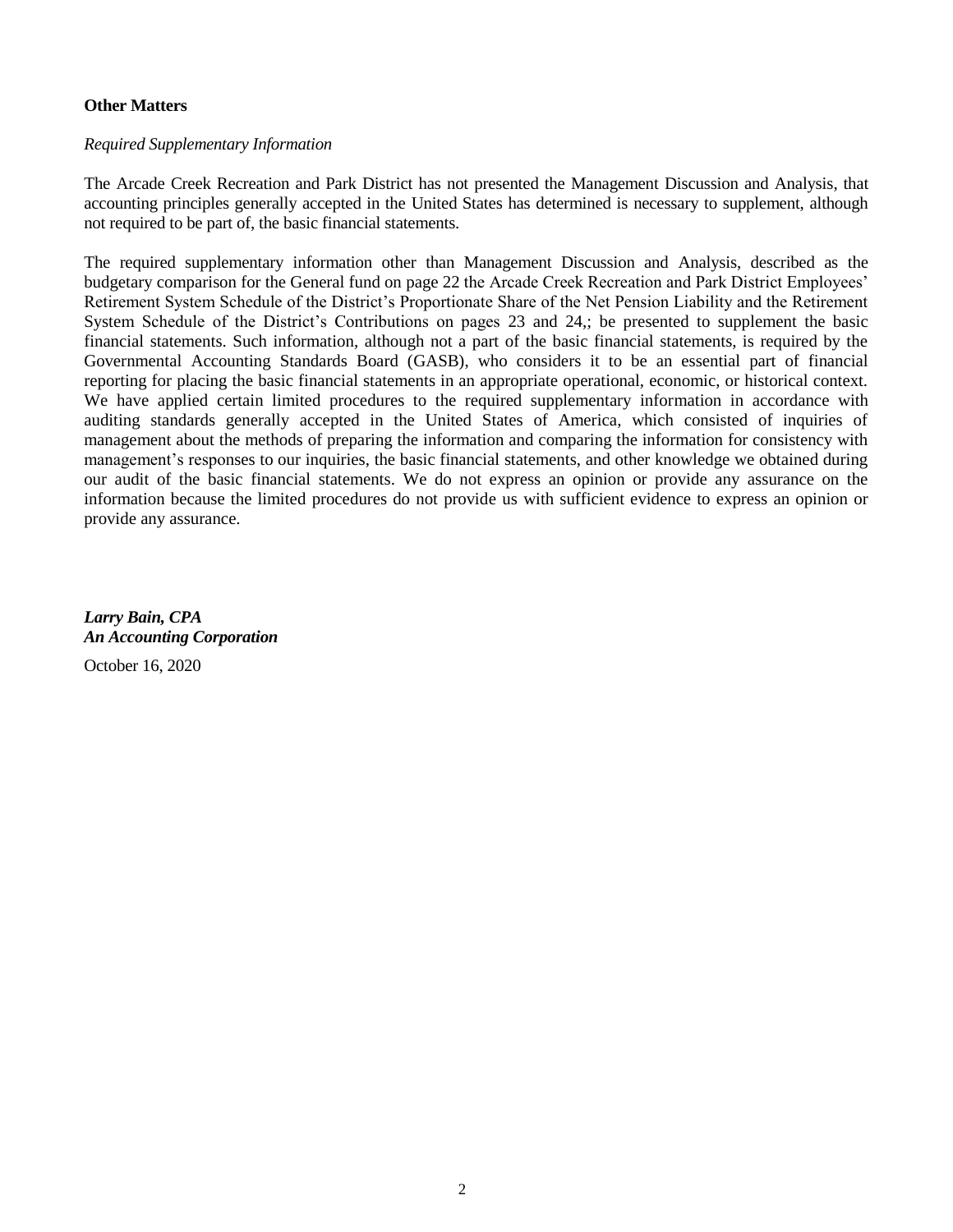**Other Matters**

*Required Supplementary Information*

The Arcade Creek Recreation and Park District has not presented the Management Discussion and Analysis, that accounting principles generally accepted in the United States has determined is necessary to supplement, although not required to be part of, the basic financial statements.

The required supplementary information other than Management Discussion and Analysis, described as the budgetary comparison for the General fund on page 22 the Arcade Creek Recreation and Park District Employees' Retirement System Schedule of the District's Proportionate Share of the Net Pension Liability and the Retirement System Schedule of the District's Contributions on pages 23 and 24,; be presented to supplement the basic financial statements. Such information, although not a part of the basic financial statements, is required by the Governmental Accounting Standards Board (GASB), who considers it to be an essential part of financial reporting for placing the basic financial statements in an appropriate operational, economic, or historical context. We have applied certain limited procedures to the required supplementary information in accordance with auditing standards generally accepted in the United States of America, which consisted of inquiries of management about the methods of preparing the information and comparing the information for consistency with management's responses to our inquiries, the basic financial statements, and other knowledge we obtained during our audit of the basic financial statements. We do not express an opinion or provide any assurance on the information because the limited procedures do not provide us with sufficient evidence to express an opinion or provide any assurance.

***Larry Bain, CPA***
***An Accounting Corporation***

October 16, 2020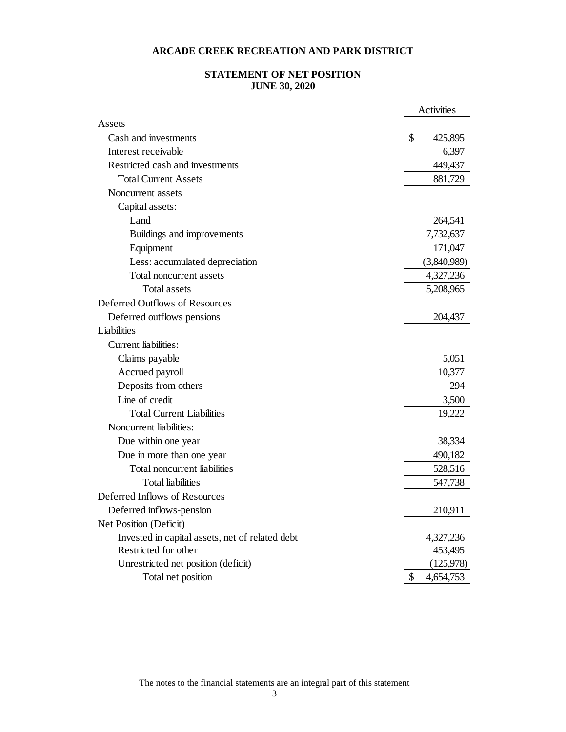# ARCADE CREEK RECREATION AND PARK DISTRICT

## STATEMENT OF NET POSITION
## JUNE 30, 2020

| | Activities |
|---|---|
| Assets | |
| Cash and investments | $ 425,895 |
| Interest receivable | 6,397 |
| Restricted cash and investments | 449,437 |
| Total Current Assets | 881,729 |
| Noncurrent assets | |
| Capital assets: | |
| Land | 264,541 |
| Buildings and improvements | 7,732,637 |
| Equipment | 171,047 |
| Less: accumulated depreciation | (3,840,989) |
| Total noncurrent assets | 4,327,236 |
| Total assets | 5,208,965 |
| Deferred Outflows of Resources | |
| Deferred outflows pensions | 204,437 |
| Liabilities | |
| Current liabilities: | |
| Claims payable | 5,051 |
| Accrued payroll | 10,377 |
| Deposits from others | 294 |
| Line of credit | 3,500 |
| Total Current Liabilities | 19,222 |
| Noncurrent liabilities: | |
| Due within one year | 38,334 |
| Due in more than one year | 490,182 |
| Total noncurrent liabilities | 528,516 |
| Total liabilities | 547,738 |
| Deferred Inflows of Resources | |
| Deferred inflows-pension | 210,911 |
| Net Position (Deficit) | |
| Invested in capital assets, net of related debt | 4,327,236 |
| Restricted for other | 453,495 |
| Unrestricted net position (deficit) | (125,978) |
| Total net position | $ 4,654,753 |

The notes to the financial statements are an integral part of this statement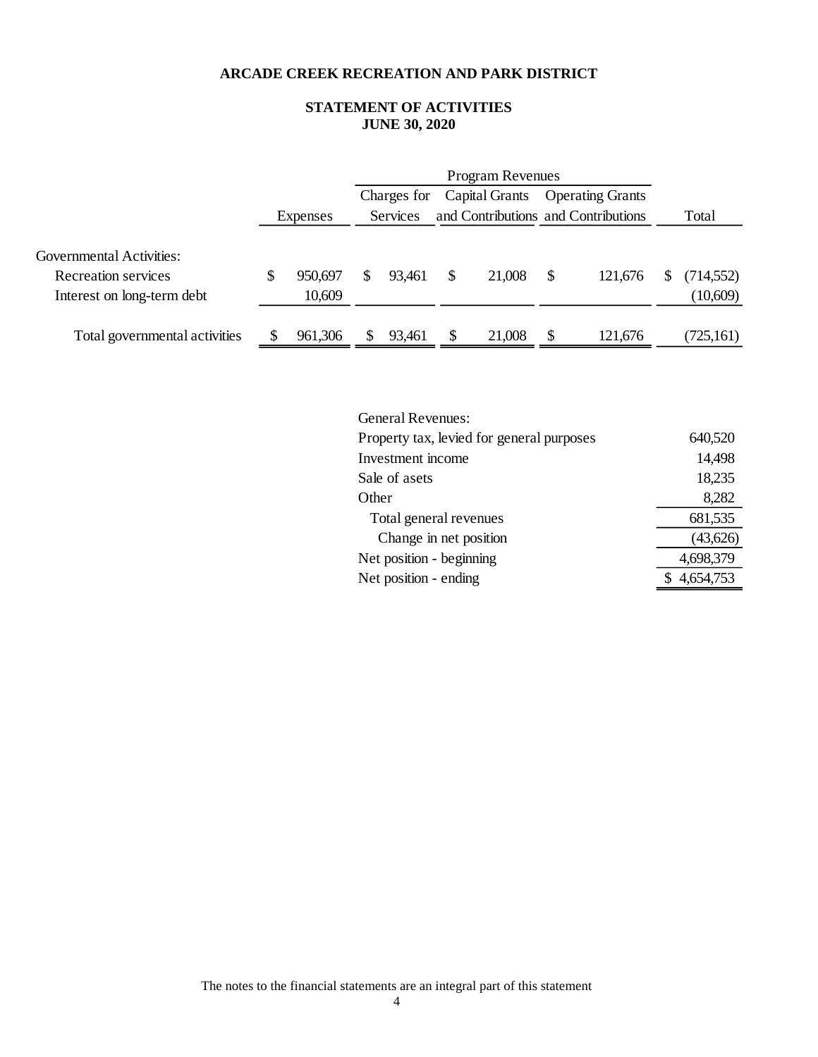**ARCADE CREEK RECREATION AND PARK DISTRICT**

**STATEMENT OF ACTIVITIES**
**JUNE 30, 2020**

| | | Program Revenues | | | |
|---|---|---|---|---|---|
| | Expenses | Charges for Services | Capital Grants and Contributions | Operating Grants and Contributions | Total |
| Governmental Activities: | | | | | |
| Recreation services | $ 950,697 | $ 93,461 | $ 21,008 | $ 121,676 | $ (714,552) |
| Interest on long-term debt | 10,609 | | | | (10,609) |
| Total governmental activities | $ 961,306 | $ 93,461 | $ 21,008 | $ 121,676 | (725,161) |

| | |
|---|---|
| General Revenues: | |
| Property tax, levied for general purposes | 640,520 |
| Investment income | 14,498 |
| Sale of asets | 18,235 |
| Other | 8,282 |
| Total general revenues | 681,535 |
| Change in net position | (43,626) |
| Net position - beginning | 4,698,379 |
| Net position - ending | $ 4,654,753 |

The notes to the financial statements are an integral part of this statement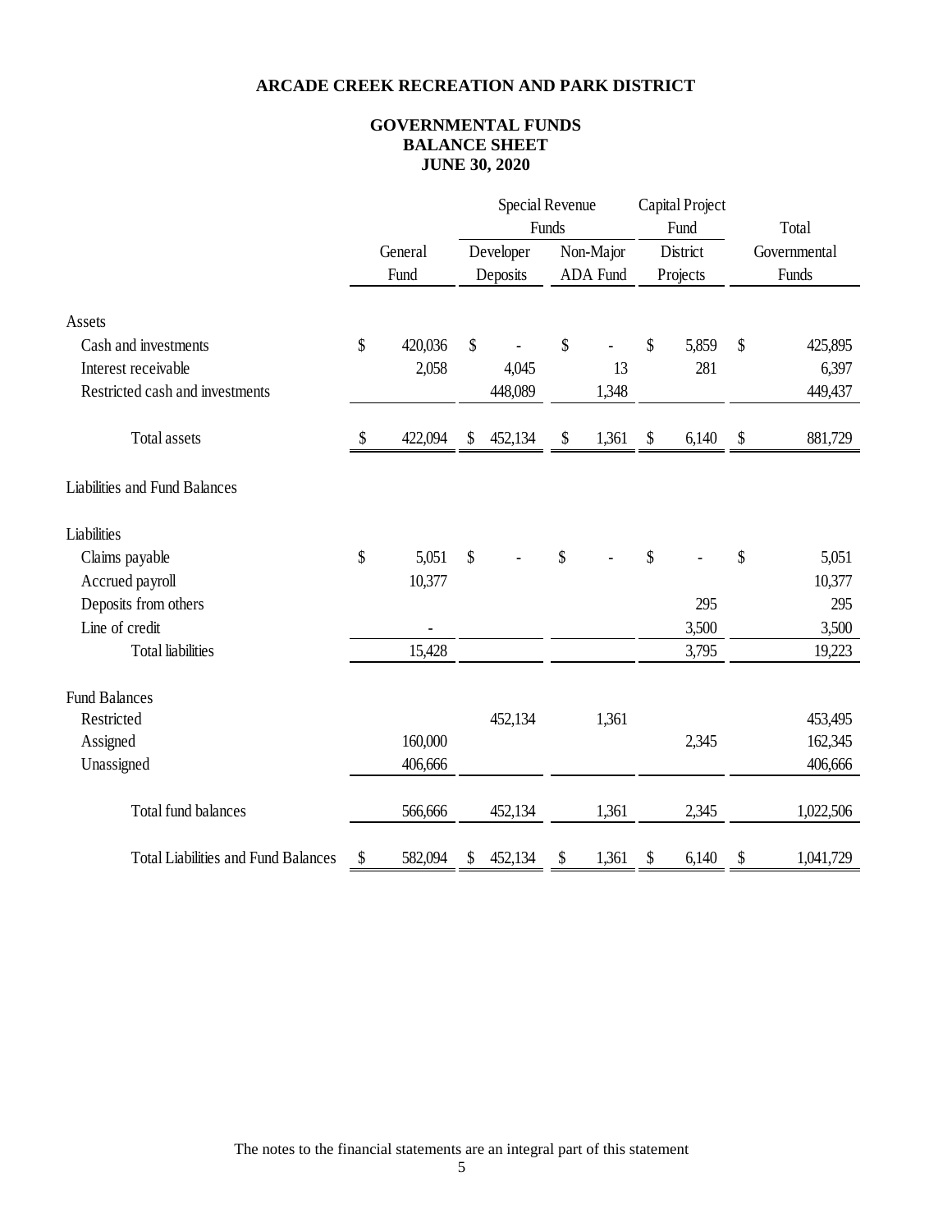# ARCADE CREEK RECREATION AND PARK DISTRICT

## GOVERNMENTAL FUNDS
## BALANCE SHEET
## JUNE 30, 2020

| | | Special Revenue Funds | | Capital Project Fund | |
|---|---|---|---|---|---|
| | General Fund | Developer Deposits | Non-Major ADA Fund | District Projects | Total Governmental Funds |
| **Assets** | | | | | |
| Cash and investments | $ 420,036 | $ - | $ - | $ 5,859 | $ 425,895 |
| Interest receivable | 2,058 | 4,045 | 13 | 281 | 6,397 |
| Restricted cash and investments | | 448,089 | 1,348 | | 449,437 |
| Total assets | $ 422,094 | $ 452,134 | $ 1,361 | $ 6,140 | $ 881,729 |
| **Liabilities and Fund Balances** | | | | | |
| **Liabilities** | | | | | |
| Claims payable | $ 5,051 | $ - | $ - | $ - | $ 5,051 |
| Accrued payroll | 10,377 | | | | 10,377 |
| Deposits from others | | | | 295 | 295 |
| Line of credit | - | | | 3,500 | 3,500 |
| Total liabilities | 15,428 | | | 3,795 | 19,223 |
| **Fund Balances** | | | | | |
| Restricted | | 452,134 | 1,361 | | 453,495 |
| Assigned | 160,000 | | | 2,345 | 162,345 |
| Unassigned | 406,666 | | | | 406,666 |
| Total fund balances | 566,666 | 452,134 | 1,361 | 2,345 | 1,022,506 |
| Total Liabilities and Fund Balances | $ 582,094 | $ 452,134 | $ 1,361 | $ 6,140 | $ 1,041,729 |

The notes to the financial statements are an integral part of this statement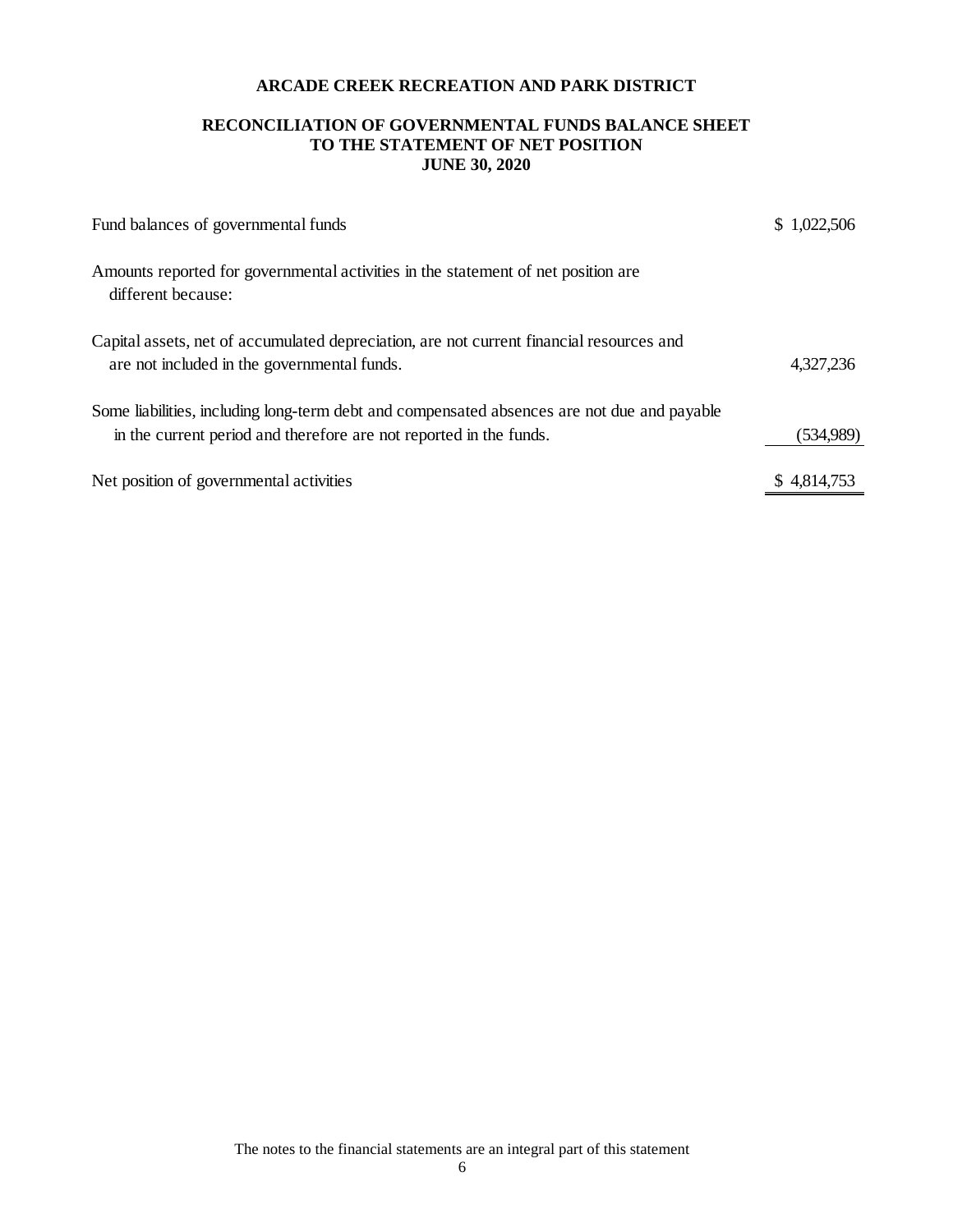# ARCADE CREEK RECREATION AND PARK DISTRICT

## RECONCILIATION OF GOVERNMENTAL FUNDS BALANCE SHEET TO THE STATEMENT OF NET POSITION JUNE 30, 2020

| | |
|---|---|
| Fund balances of governmental funds | $ 1,022,506 |
| Amounts reported for governmental activities in the statement of net position are different because: | |
| Capital assets, net of accumulated depreciation, are not current financial resources and are not included in the governmental funds. | 4,327,236 |
| Some liabilities, including long-term debt and compensated absences are not due and payable in the current period and therefore are not reported in the funds. | (534,989) |
| Net position of governmental activities | $ 4,814,753 |

The notes to the financial statements are an integral part of this statement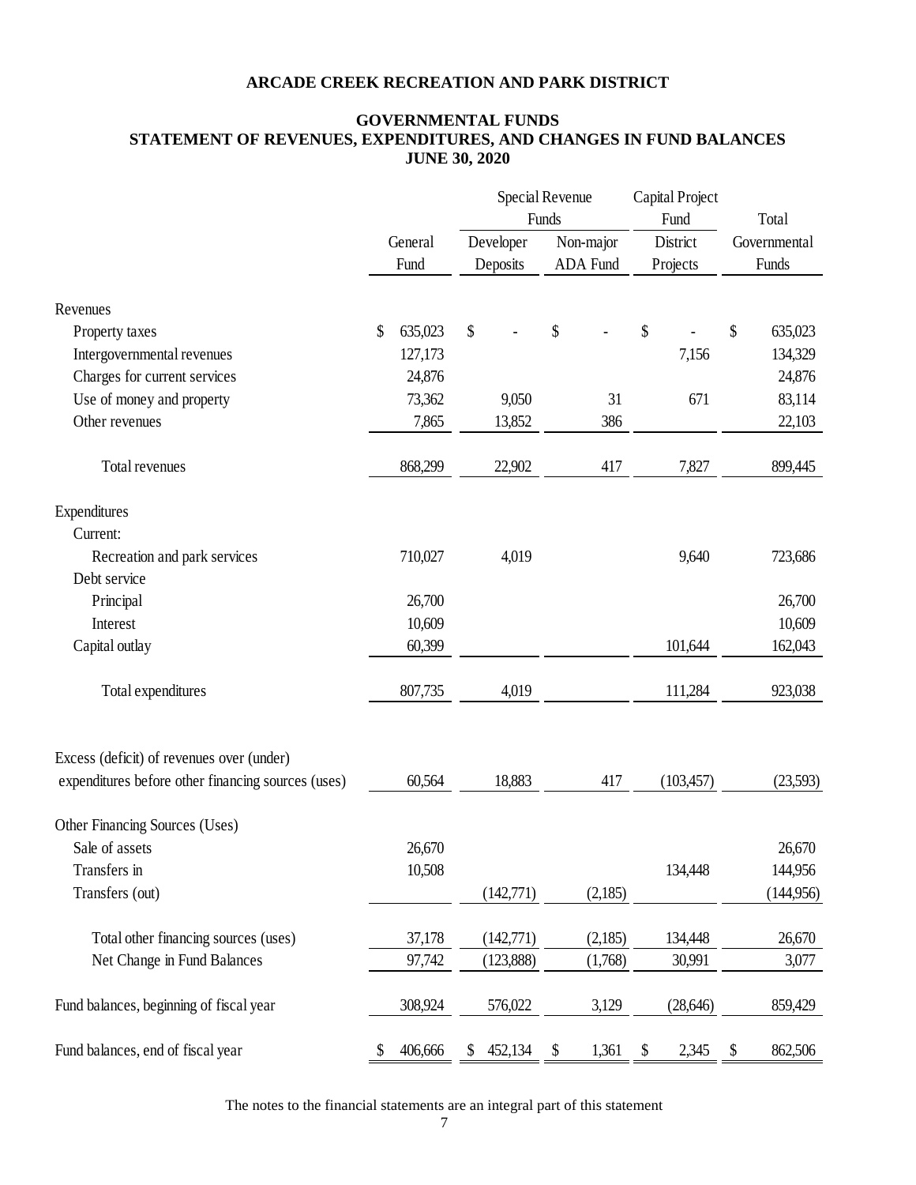# ARCADE CREEK RECREATION AND PARK DISTRICT

## GOVERNMENTAL FUNDS
## STATEMENT OF REVENUES, EXPENDITURES, AND CHANGES IN FUND BALANCES
## JUNE 30, 2020

| | General Fund | Special Revenue Funds | | Capital Project Fund | Total Governmental Funds |
|---|---|---|---|---|---|
| | | Developer Deposits | Non-major ADA Fund | District Projects | |
| **Revenues** | | | | | |
| Property taxes | $ 635,023 | $ - | $ - | $ - | $ 635,023 |
| Intergovernmental revenues | 127,173 | | | 7,156 | 134,329 |
| Charges for current services | 24,876 | | | | 24,876 |
| Use of money and property | 73,362 | 9,050 | 31 | 671 | 83,114 |
| Other revenues | 7,865 | 13,852 | 386 | | 22,103 |
| Total revenues | 868,299 | 22,902 | 417 | 7,827 | 899,445 |
| **Expenditures** | | | | | |
| Current: | | | | | |
| Recreation and park services | 710,027 | 4,019 | | 9,640 | 723,686 |
| Debt service | | | | | |
| Principal | 26,700 | | | | 26,700 |
| Interest | 10,609 | | | | 10,609 |
| Capital outlay | 60,399 | | | 101,644 | 162,043 |
| Total expenditures | 807,735 | 4,019 | | 111,284 | 923,038 |
| Excess (deficit) of revenues over (under) expenditures before other financing sources (uses) | 60,564 | 18,883 | 417 | (103,457) | (23,593) |
| **Other Financing Sources (Uses)** | | | | | |
| Sale of assets | 26,670 | | | | 26,670 |
| Transfers in | 10,508 | | | 134,448 | 144,956 |
| Transfers (out) | | (142,771) | (2,185) | | (144,956) |
| Total other financing sources (uses) | 37,178 | (142,771) | (2,185) | 134,448 | 26,670 |
| Net Change in Fund Balances | 97,742 | (123,888) | (1,768) | 30,991 | 3,077 |
| Fund balances, beginning of fiscal year | 308,924 | 576,022 | 3,129 | (28,646) | 859,429 |
| Fund balances, end of fiscal year | $ 406,666 | $ 452,134 | $ 1,361 | $ 2,345 | $ 862,506 |

The notes to the financial statements are an integral part of this statement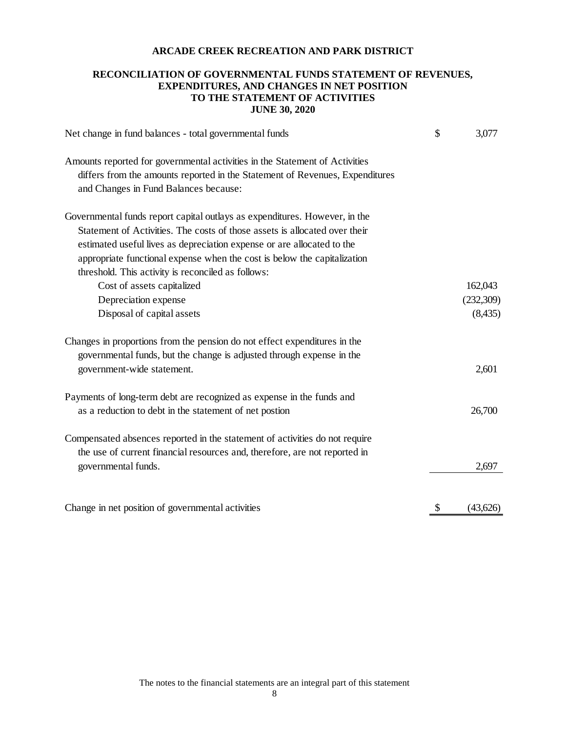# ARCADE CREEK RECREATION AND PARK DISTRICT

## RECONCILIATION OF GOVERNMENTAL FUNDS STATEMENT OF REVENUES, EXPENDITURES, AND CHANGES IN NET POSITION TO THE STATEMENT OF ACTIVITIES JUNE 30, 2020

| | | |
|---|---|---|
| Net change in fund balances - total governmental funds | $ | 3,077 |
| Amounts reported for governmental activities in the Statement of Activities differs from the amounts reported in the Statement of Revenues, Expenditures and Changes in Fund Balances because: | | |
| Governmental funds report capital outlays as expenditures. However, in the Statement of Activities. The costs of those assets is allocated over their estimated useful lives as depreciation expense or are allocated to the appropriate functional expense when the cost is below the capitalization threshold. This activity is reconciled as follows: | | |
| Cost of assets capitalized | | 162,043 |
| Depreciation expense | | (232,309) |
| Disposal of capital assets | | (8,435) |
| Changes in proportions from the pension do not effect expenditures in the governmental funds, but the change is adjusted through expense in the government-wide statement. | | 2,601 |
| Payments of long-term debt are recognized as expense in the funds and as a reduction to debt in the statement of net postion | | 26,700 |
| Compensated absences reported in the statement of activities do not require the use of current financial resources and, therefore, are not reported in governmental funds. | | 2,697 |
| Change in net position of governmental activities | $ | (43,626) |

The notes to the financial statements are an integral part of this statement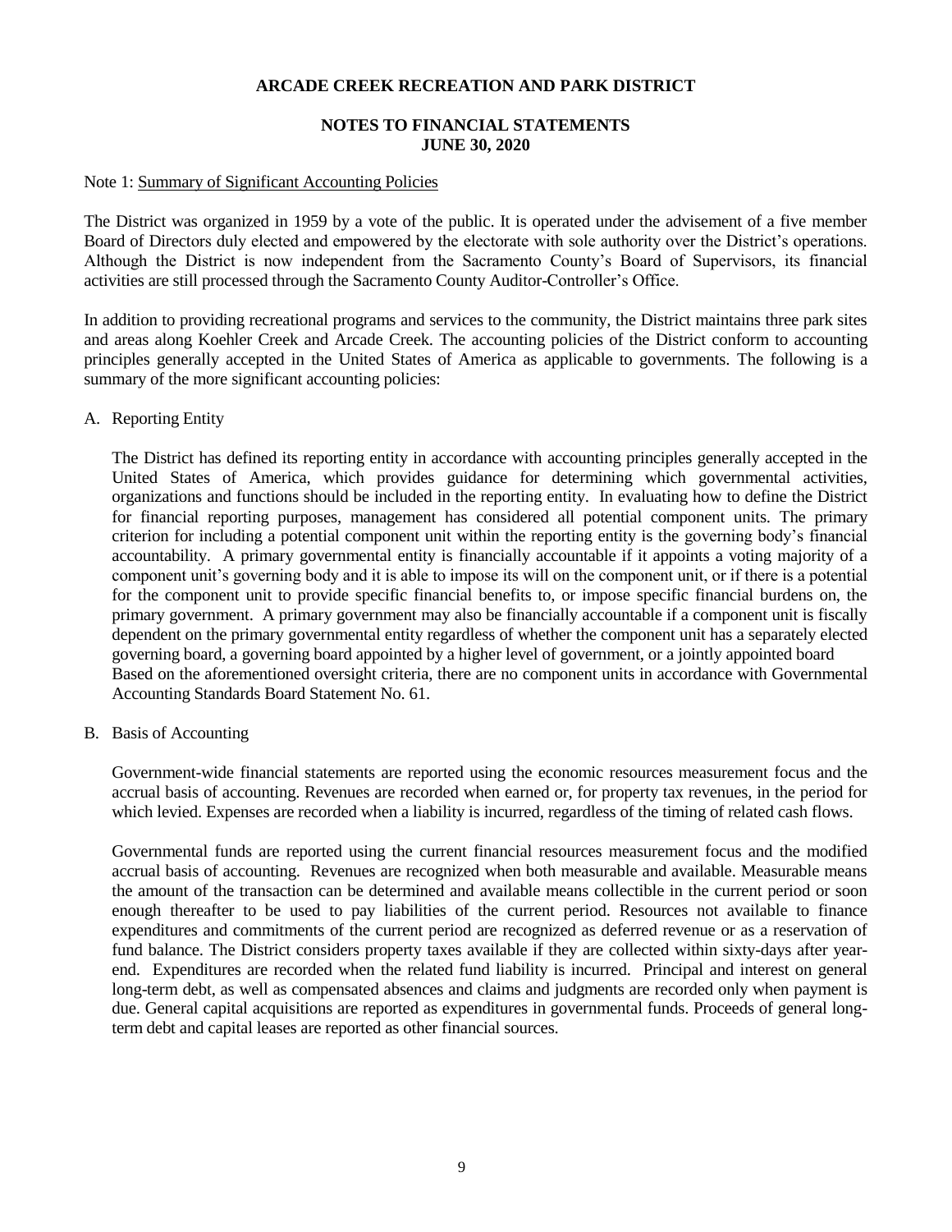# ARCADE CREEK RECREATION AND PARK DISTRICT

## NOTES TO FINANCIAL STATEMENTS
## JUNE 30, 2020

Note 1: Summary of Significant Accounting Policies

The District was organized in 1959 by a vote of the public. It is operated under the advisement of a five member Board of Directors duly elected and empowered by the electorate with sole authority over the District's operations. Although the District is now independent from the Sacramento County's Board of Supervisors, its financial activities are still processed through the Sacramento County Auditor-Controller's Office.

In addition to providing recreational programs and services to the community, the District maintains three park sites and areas along Koehler Creek and Arcade Creek. The accounting policies of the District conform to accounting principles generally accepted in the United States of America as applicable to governments. The following is a summary of the more significant accounting policies:

A. Reporting Entity

The District has defined its reporting entity in accordance with accounting principles generally accepted in the United States of America, which provides guidance for determining which governmental activities, organizations and functions should be included in the reporting entity. In evaluating how to define the District for financial reporting purposes, management has considered all potential component units. The primary criterion for including a potential component unit within the reporting entity is the governing body's financial accountability. A primary governmental entity is financially accountable if it appoints a voting majority of a component unit's governing body and it is able to impose its will on the component unit, or if there is a potential for the component unit to provide specific financial benefits to, or impose specific financial burdens on, the primary government. A primary government may also be financially accountable if a component unit is fiscally dependent on the primary governmental entity regardless of whether the component unit has a separately elected governing board, a governing board appointed by a higher level of government, or a jointly appointed board Based on the aforementioned oversight criteria, there are no component units in accordance with Governmental Accounting Standards Board Statement No. 61.

B. Basis of Accounting

Government-wide financial statements are reported using the economic resources measurement focus and the accrual basis of accounting. Revenues are recorded when earned or, for property tax revenues, in the period for which levied. Expenses are recorded when a liability is incurred, regardless of the timing of related cash flows.

Governmental funds are reported using the current financial resources measurement focus and the modified accrual basis of accounting. Revenues are recognized when both measurable and available. Measurable means the amount of the transaction can be determined and available means collectible in the current period or soon enough thereafter to be used to pay liabilities of the current period. Resources not available to finance expenditures and commitments of the current period are recognized as deferred revenue or as a reservation of fund balance. The District considers property taxes available if they are collected within sixty-days after year-end. Expenditures are recorded when the related fund liability is incurred. Principal and interest on general long-term debt, as well as compensated absences and claims and judgments are recorded only when payment is due. General capital acquisitions are reported as expenditures in governmental funds. Proceeds of general long-term debt and capital leases are reported as other financial sources.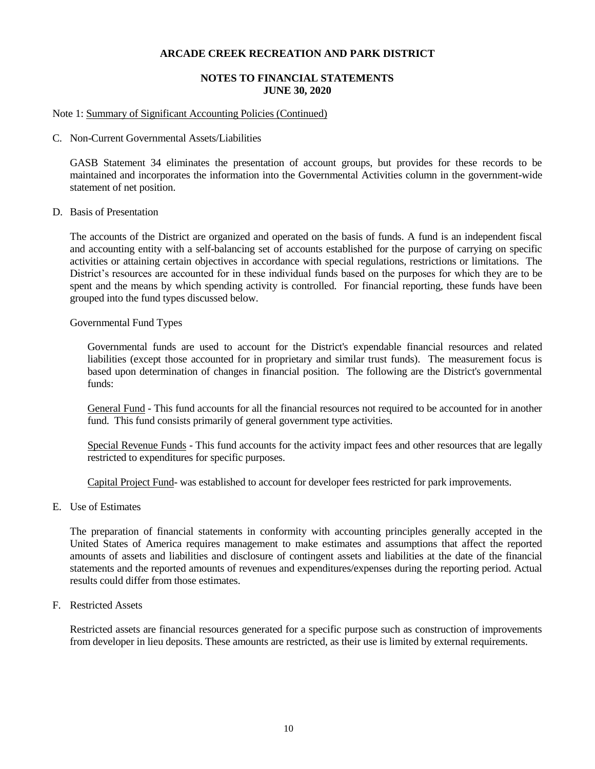# ARCADE CREEK RECREATION AND PARK DISTRICT

## NOTES TO FINANCIAL STATEMENTS
## JUNE 30, 2020

Note 1: Summary of Significant Accounting Policies (Continued)

C. Non-Current Governmental Assets/Liabilities

GASB Statement 34 eliminates the presentation of account groups, but provides for these records to be maintained and incorporates the information into the Governmental Activities column in the government-wide statement of net position.

D. Basis of Presentation

The accounts of the District are organized and operated on the basis of funds. A fund is an independent fiscal and accounting entity with a self-balancing set of accounts established for the purpose of carrying on specific activities or attaining certain objectives in accordance with special regulations, restrictions or limitations. The District's resources are accounted for in these individual funds based on the purposes for which they are to be spent and the means by which spending activity is controlled. For financial reporting, these funds have been grouped into the fund types discussed below.

Governmental Fund Types

Governmental funds are used to account for the District's expendable financial resources and related liabilities (except those accounted for in proprietary and similar trust funds). The measurement focus is based upon determination of changes in financial position. The following are the District's governmental funds:

General Fund - This fund accounts for all the financial resources not required to be accounted for in another fund. This fund consists primarily of general government type activities.

Special Revenue Funds - This fund accounts for the activity impact fees and other resources that are legally restricted to expenditures for specific purposes.

Capital Project Fund- was established to account for developer fees restricted for park improvements.

E. Use of Estimates

The preparation of financial statements in conformity with accounting principles generally accepted in the United States of America requires management to make estimates and assumptions that affect the reported amounts of assets and liabilities and disclosure of contingent assets and liabilities at the date of the financial statements and the reported amounts of revenues and expenditures/expenses during the reporting period. Actual results could differ from those estimates.

F. Restricted Assets

Restricted assets are financial resources generated for a specific purpose such as construction of improvements from developer in lieu deposits. These amounts are restricted, as their use is limited by external requirements.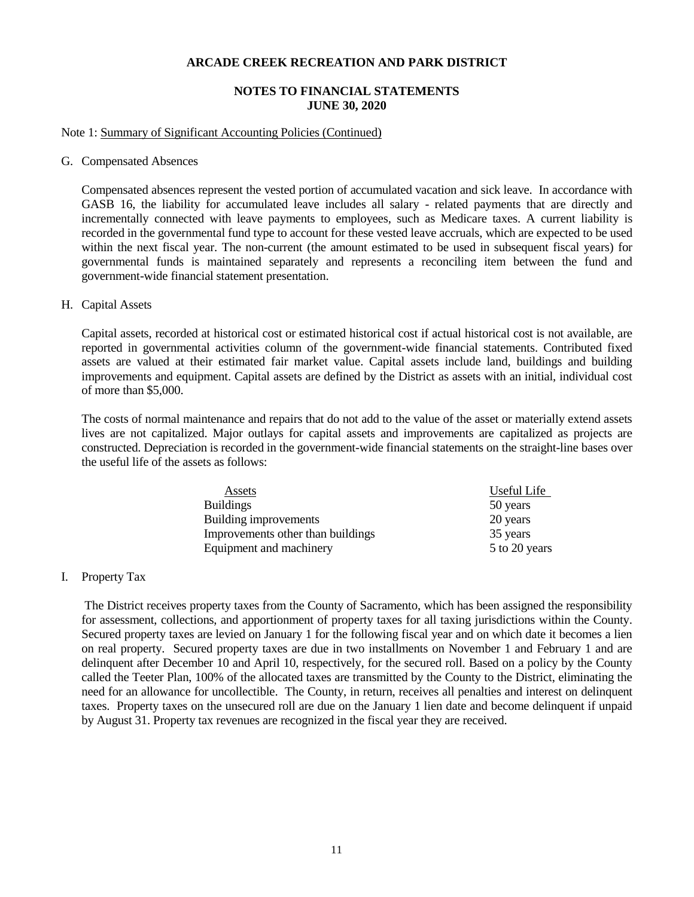# ARCADE CREEK RECREATION AND PARK DISTRICT

## NOTES TO FINANCIAL STATEMENTS
## JUNE 30, 2020

Note 1: Summary of Significant Accounting Policies (Continued)

G. Compensated Absences

Compensated absences represent the vested portion of accumulated vacation and sick leave. In accordance with GASB 16, the liability for accumulated leave includes all salary - related payments that are directly and incrementally connected with leave payments to employees, such as Medicare taxes. A current liability is recorded in the governmental fund type to account for these vested leave accruals, which are expected to be used within the next fiscal year. The non-current (the amount estimated to be used in subsequent fiscal years) for governmental funds is maintained separately and represents a reconciling item between the fund and government-wide financial statement presentation.

H. Capital Assets

Capital assets, recorded at historical cost or estimated historical cost if actual historical cost is not available, are reported in governmental activities column of the government-wide financial statements. Contributed fixed assets are valued at their estimated fair market value. Capital assets include land, buildings and building improvements and equipment. Capital assets are defined by the District as assets with an initial, individual cost of more than $5,000.

The costs of normal maintenance and repairs that do not add to the value of the asset or materially extend assets lives are not capitalized. Major outlays for capital assets and improvements are capitalized as projects are constructed. Depreciation is recorded in the government-wide financial statements on the straight-line bases over the useful life of the assets as follows:

| Assets | Useful Life |
|---|---|
| Buildings | 50 years |
| Building improvements | 20 years |
| Improvements other than buildings | 35 years |
| Equipment and machinery | 5 to 20 years |

I. Property Tax

The District receives property taxes from the County of Sacramento, which has been assigned the responsibility for assessment, collections, and apportionment of property taxes for all taxing jurisdictions within the County. Secured property taxes are levied on January 1 for the following fiscal year and on which date it becomes a lien on real property. Secured property taxes are due in two installments on November 1 and February 1 and are delinquent after December 10 and April 10, respectively, for the secured roll. Based on a policy by the County called the Teeter Plan, 100% of the allocated taxes are transmitted by the County to the District, eliminating the need for an allowance for uncollectible. The County, in return, receives all penalties and interest on delinquent taxes. Property taxes on the unsecured roll are due on the January 1 lien date and become delinquent if unpaid by August 31. Property tax revenues are recognized in the fiscal year they are received.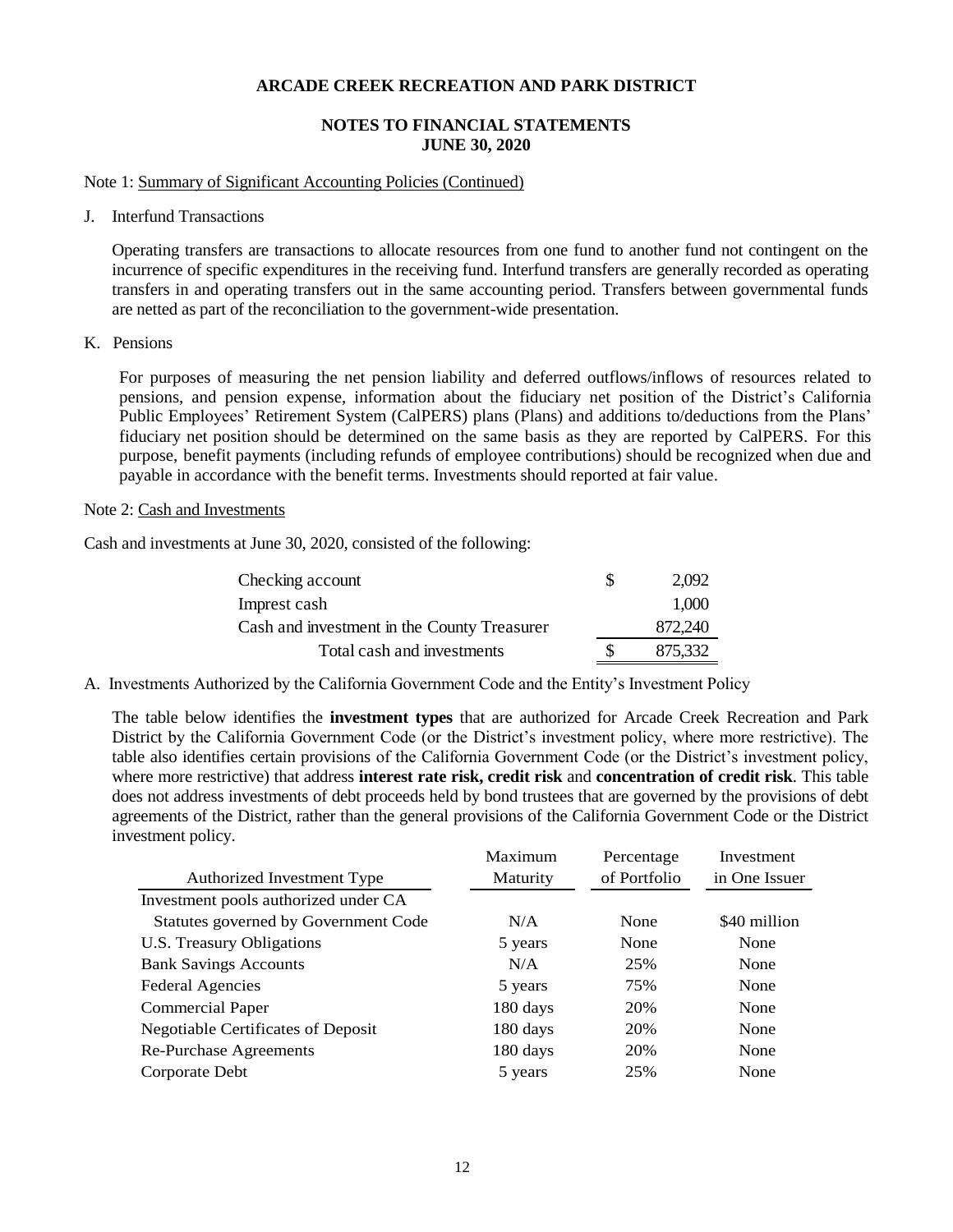# ARCADE CREEK RECREATION AND PARK DISTRICT

## NOTES TO FINANCIAL STATEMENTS
## JUNE 30, 2020

Note 1: Summary of Significant Accounting Policies (Continued)

J. Interfund Transactions

Operating transfers are transactions to allocate resources from one fund to another fund not contingent on the incurrence of specific expenditures in the receiving fund. Interfund transfers are generally recorded as operating transfers in and operating transfers out in the same accounting period. Transfers between governmental funds are netted as part of the reconciliation to the government-wide presentation.

K. Pensions

For purposes of measuring the net pension liability and deferred outflows/inflows of resources related to pensions, and pension expense, information about the fiduciary net position of the District's California Public Employees' Retirement System (CalPERS) plans (Plans) and additions to/deductions from the Plans' fiduciary net position should be determined on the same basis as they are reported by CalPERS. For this purpose, benefit payments (including refunds of employee contributions) should be recognized when due and payable in accordance with the benefit terms. Investments should reported at fair value.

Note 2: Cash and Investments

Cash and investments at June 30, 2020, consisted of the following:

| | |
|---|---|
| Checking account | $ 2,092 |
| Imprest cash | 1,000 |
| Cash and investment in the County Treasurer | 872,240 |
| Total cash and investments | $ 875,332 |

A. Investments Authorized by the California Government Code and the Entity's Investment Policy

The table below identifies the **investment types** that are authorized for Arcade Creek Recreation and Park District by the California Government Code (or the District's investment policy, where more restrictive). The table also identifies certain provisions of the California Government Code (or the District's investment policy, where more restrictive) that address **interest rate risk, credit risk** and **concentration of credit risk**. This table does not address investments of debt proceeds held by bond trustees that are governed by the provisions of debt agreements of the District, rather than the general provisions of the California Government Code or the District investment policy.

| Authorized Investment Type | Maximum Maturity | Percentage of Portfolio | Investment in One Issuer |
|---|---|---|---|
| Investment pools authorized under CA Statutes governed by Government Code | N/A | None | $40 million |
| U.S. Treasury Obligations | 5 years | None | None |
| Bank Savings Accounts | N/A | 25% | None |
| Federal Agencies | 5 years | 75% | None |
| Commercial Paper | 180 days | 20% | None |
| Negotiable Certificates of Deposit | 180 days | 20% | None |
| Re-Purchase Agreements | 180 days | 20% | None |
| Corporate Debt | 5 years | 25% | None |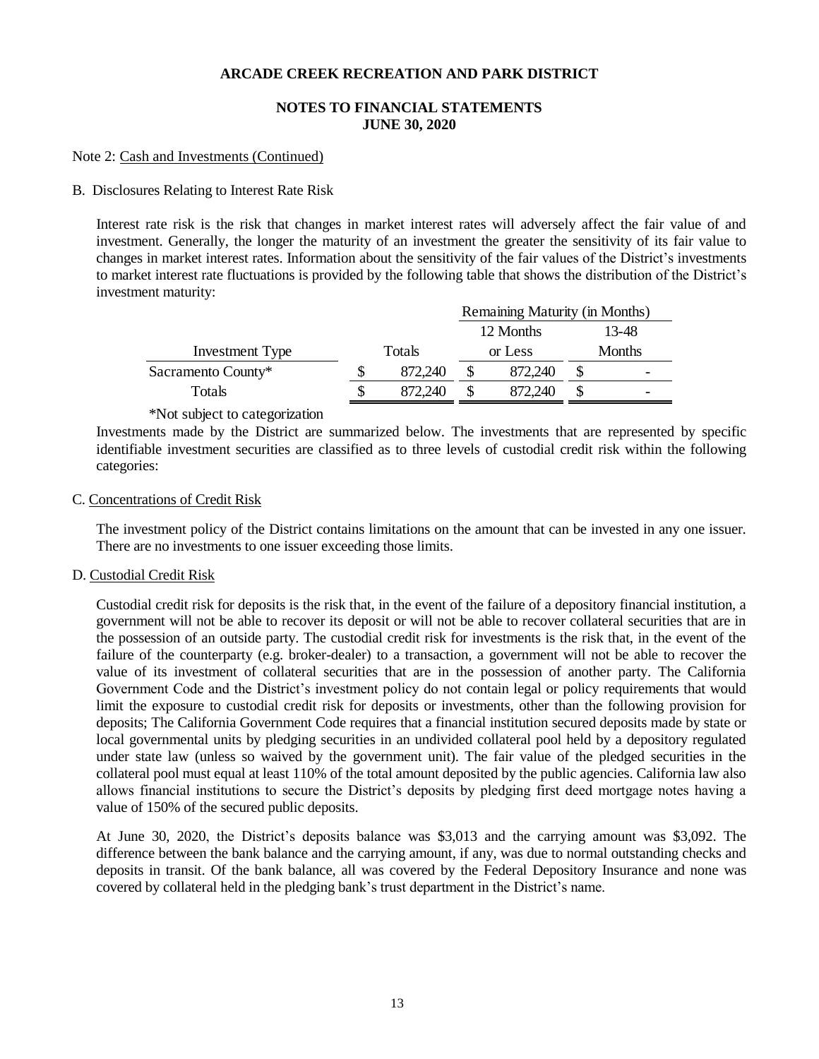# ARCADE CREEK RECREATION AND PARK DISTRICT

## NOTES TO FINANCIAL STATEMENTS
## JUNE 30, 2020

Note 2: Cash and Investments (Continued)

B. Disclosures Relating to Interest Rate Risk

Interest rate risk is the risk that changes in market interest rates will adversely affect the fair value of and investment. Generally, the longer the maturity of an investment the greater the sensitivity of its fair value to changes in market interest rates. Information about the sensitivity of the fair values of the District's investments to market interest rate fluctuations is provided by the following table that shows the distribution of the District's investment maturity:

| | | Remaining Maturity (in Months) | |
|---|---|---|---|
| Investment Type | Totals | 12 Months or Less | 13-48 Months |
| Sacramento County* | $ 872,240 | $ 872,240 | $ - |
| Totals | $ 872,240 | $ 872,240 | $ - |

*Not subject to categorization

Investments made by the District are summarized below. The investments that are represented by specific identifiable investment securities are classified as to three levels of custodial credit risk within the following categories:

C. Concentrations of Credit Risk

The investment policy of the District contains limitations on the amount that can be invested in any one issuer. There are no investments to one issuer exceeding those limits.

D. Custodial Credit Risk

Custodial credit risk for deposits is the risk that, in the event of the failure of a depository financial institution, a government will not be able to recover its deposit or will not be able to recover collateral securities that are in the possession of an outside party. The custodial credit risk for investments is the risk that, in the event of the failure of the counterparty (e.g. broker-dealer) to a transaction, a government will not be able to recover the value of its investment of collateral securities that are in the possession of another party. The California Government Code and the District's investment policy do not contain legal or policy requirements that would limit the exposure to custodial credit risk for deposits or investments, other than the following provision for deposits; The California Government Code requires that a financial institution secured deposits made by state or local governmental units by pledging securities in an undivided collateral pool held by a depository regulated under state law (unless so waived by the government unit). The fair value of the pledged securities in the collateral pool must equal at least 110% of the total amount deposited by the public agencies. California law also allows financial institutions to secure the District's deposits by pledging first deed mortgage notes having a value of 150% of the secured public deposits.

At June 30, 2020, the District's deposits balance was $3,013 and the carrying amount was $3,092. The difference between the bank balance and the carrying amount, if any, was due to normal outstanding checks and deposits in transit. Of the bank balance, all was covered by the Federal Depository Insurance and none was covered by collateral held in the pledging bank's trust department in the District's name.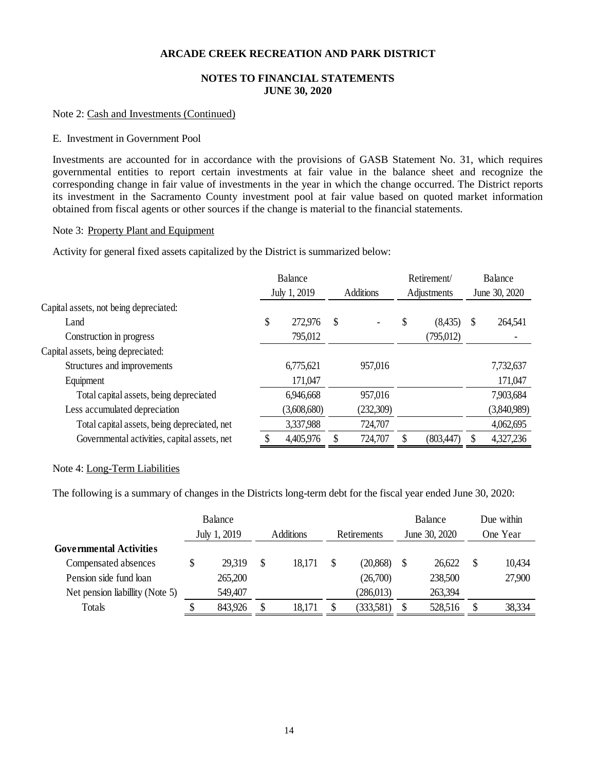ARCADE CREEK RECREATION AND PARK DISTRICT

NOTES TO FINANCIAL STATEMENTS
JUNE 30, 2020

Note 2: Cash and Investments (Continued)

E. Investment in Government Pool

Investments are accounted for in accordance with the provisions of GASB Statement No. 31, which requires governmental entities to report certain investments at fair value in the balance sheet and recognize the corresponding change in fair value of investments in the year in which the change occurred. The District reports its investment in the Sacramento County investment pool at fair value based on quoted market information obtained from fiscal agents or other sources if the change is material to the financial statements.

Note 3: Property Plant and Equipment

Activity for general fixed assets capitalized by the District is summarized below:

| | Balance July 1, 2019 | Additions | Retirement/ Adjustments | Balance June 30, 2020 |
|---|---|---|---|---|
| Capital assets, not being depreciated: | | | | |
| Land | $ 272,976 | $ - | $ (8,435) | $ 264,541 |
| Construction in progress | 795,012 | | (795,012) | - |
| Capital assets, being depreciated: | | | | |
| Structures and improvements | 6,775,621 | 957,016 | | 7,732,637 |
| Equipment | 171,047 | | | 171,047 |
| Total capital assets, being depreciated | 6,946,668 | 957,016 | | 7,903,684 |
| Less accumulated depreciation | (3,608,680) | (232,309) | | (3,840,989) |
| Total capital assets, being depreciated, net | 3,337,988 | 724,707 | | 4,062,695 |
| Governmental activities, capital assets, net | $ 4,405,976 | $ 724,707 | $ (803,447) | $ 4,327,236 |

Note 4: Long-Term Liabilities

The following is a summary of changes in the Districts long-term debt for the fiscal year ended June 30, 2020:

| | Balance July 1, 2019 | Additions | Retirements | Balance June 30, 2020 | Due within One Year |
|---|---|---|---|---|---|
| **Governmental Activities** | | | | | |
| Compensated absences | $ 29,319 | $ 18,171 | $ (20,868) | $ 26,622 | $ 10,434 |
| Pension side fund loan | 265,200 | | (26,700) | 238,500 | 27,900 |
| Net pension liabillity (Note 5) | 549,407 | | (286,013) | 263,394 | |
| Totals | $ 843,926 | $ 18,171 | $ (333,581) | $ 528,516 | $ 38,334 |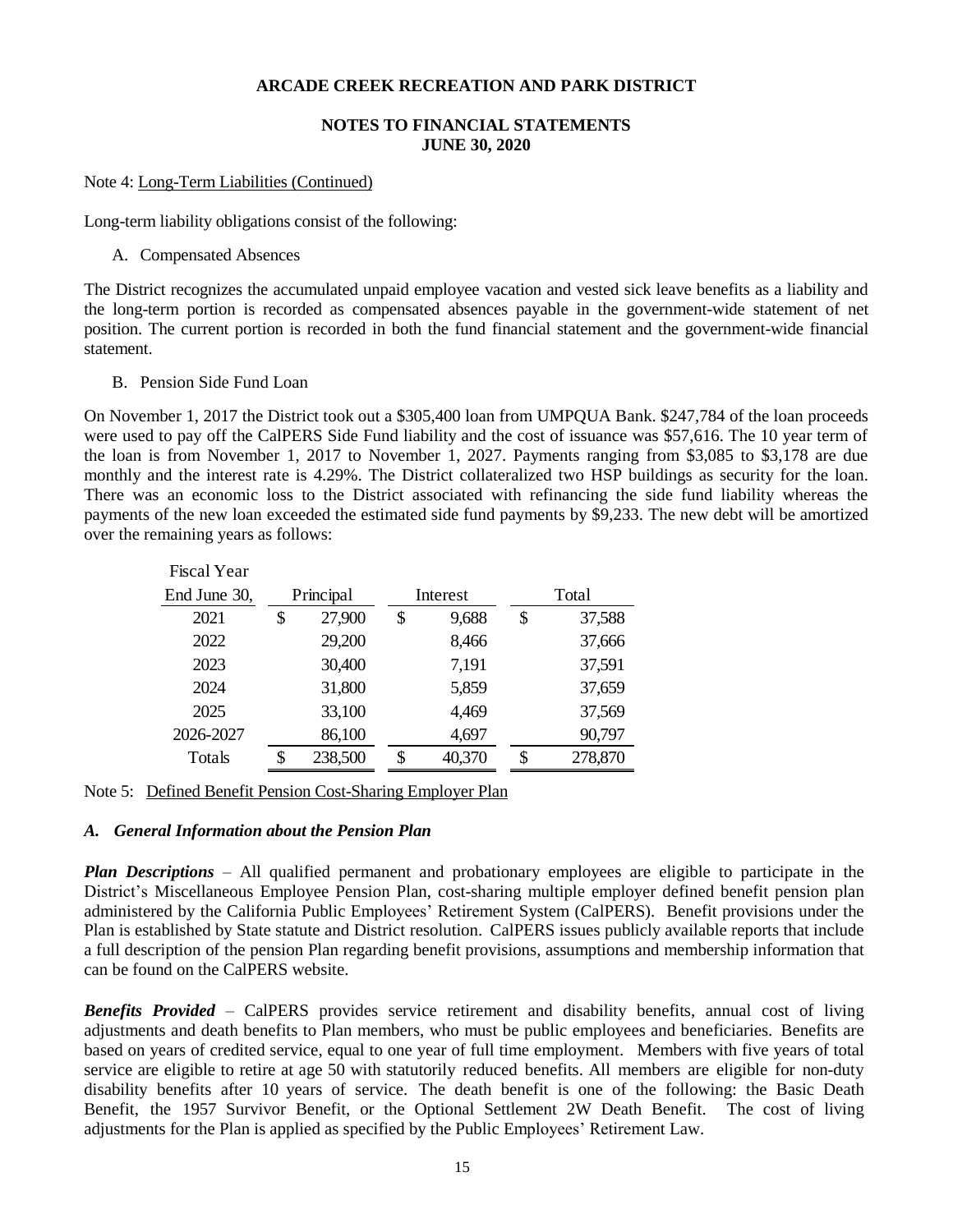# ARCADE CREEK RECREATION AND PARK DISTRICT

## NOTES TO FINANCIAL STATEMENTS
## JUNE 30, 2020

Note 4: Long-Term Liabilities (Continued)

Long-term liability obligations consist of the following:

A. Compensated Absences

The District recognizes the accumulated unpaid employee vacation and vested sick leave benefits as a liability and the long-term portion is recorded as compensated absences payable in the government-wide statement of net position. The current portion is recorded in both the fund financial statement and the government-wide financial statement.

B. Pension Side Fund Loan

On November 1, 2017 the District took out a $305,400 loan from UMPQUA Bank. $247,784 of the loan proceeds were used to pay off the CalPERS Side Fund liability and the cost of issuance was $57,616. The 10 year term of the loan is from November 1, 2017 to November 1, 2027. Payments ranging from $3,085 to $3,178 are due monthly and the interest rate is 4.29%. The District collateralized two HSP buildings as security for the loan. There was an economic loss to the District associated with refinancing the side fund liability whereas the payments of the new loan exceeded the estimated side fund payments by $9,233. The new debt will be amortized over the remaining years as follows:

| Fiscal Year End June 30, | Principal | Interest | Total |
|---|---|---|---|
| 2021 | $ 27,900 | $ 9,688 | $ 37,588 |
| 2022 | 29,200 | 8,466 | 37,666 |
| 2023 | 30,400 | 7,191 | 37,591 |
| 2024 | 31,800 | 5,859 | 37,659 |
| 2025 | 33,100 | 4,469 | 37,569 |
| 2026-2027 | 86,100 | 4,697 | 90,797 |
| Totals | $ 238,500 | $ 40,370 | $ 278,870 |

Note 5: Defined Benefit Pension Cost-Sharing Employer Plan

### *A. General Information about the Pension Plan*

***Plan Descriptions*** – All qualified permanent and probationary employees are eligible to participate in the District's Miscellaneous Employee Pension Plan, cost-sharing multiple employer defined benefit pension plan administered by the California Public Employees' Retirement System (CalPERS). Benefit provisions under the Plan is established by State statute and District resolution. CalPERS issues publicly available reports that include a full description of the pension Plan regarding benefit provisions, assumptions and membership information that can be found on the CalPERS website.

***Benefits Provided*** – CalPERS provides service retirement and disability benefits, annual cost of living adjustments and death benefits to Plan members, who must be public employees and beneficiaries. Benefits are based on years of credited service, equal to one year of full time employment. Members with five years of total service are eligible to retire at age 50 with statutorily reduced benefits. All members are eligible for non-duty disability benefits after 10 years of service. The death benefit is one of the following: the Basic Death Benefit, the 1957 Survivor Benefit, or the Optional Settlement 2W Death Benefit. The cost of living adjustments for the Plan is applied as specified by the Public Employees' Retirement Law.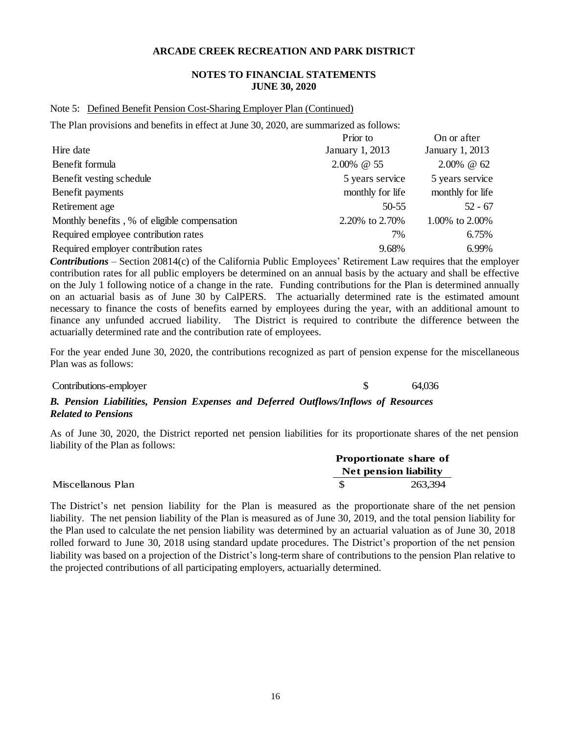# ARCADE CREEK RECREATION AND PARK DISTRICT

## NOTES TO FINANCIAL STATEMENTS
## JUNE 30, 2020

Note 5: Defined Benefit Pension Cost-Sharing Employer Plan (Continued)

The Plan provisions and benefits in effect at June 30, 2020, are summarized as follows:

| Hire date | Prior to January 1, 2013 | On or after January 1, 2013 |
|---|---|---|
| Benefit formula | 2.00% @ 55 | 2.00% @ 62 |
| Benefit vesting schedule | 5 years service | 5 years service |
| Benefit payments | monthly for life | monthly for life |
| Retirement age | 50-55 | 52 - 67 |
| Monthly benefits , % of eligible compensation | 2.20% to 2.70% | 1.00% to 2.00% |
| Required employee contribution rates | 7% | 6.75% |
| Required employer contribution rates | 9.68% | 6.99% |

***Contributions*** – Section 20814(c) of the California Public Employees' Retirement Law requires that the employer contribution rates for all public employers be determined on an annual basis by the actuary and shall be effective on the July 1 following notice of a change in the rate. Funding contributions for the Plan is determined annually on an actuarial basis as of June 30 by CalPERS. The actuarially determined rate is the estimated amount necessary to finance the costs of benefits earned by employees during the year, with an additional amount to finance any unfunded accrued liability. The District is required to contribute the difference between the actuarially determined rate and the contribution rate of employees.

For the year ended June 30, 2020, the contributions recognized as part of pension expense for the miscellaneous Plan was as follows:

| | |
|---|---|
| Contributions-employer | $ 64,036 |

***B. Pension Liabilities, Pension Expenses and Deferred Outflows/Inflows of Resources Related to Pensions***

As of June 30, 2020, the District reported net pension liabilities for its proportionate shares of the net pension liability of the Plan as follows:

| | Proportionate share of Net pension liability |
|---|---|
| Miscellanous Plan | $ 263,394 |

The District's net pension liability for the Plan is measured as the proportionate share of the net pension liability. The net pension liability of the Plan is measured as of June 30, 2019, and the total pension liability for the Plan used to calculate the net pension liability was determined by an actuarial valuation as of June 30, 2018 rolled forward to June 30, 2018 using standard update procedures. The District's proportion of the net pension liability was based on a projection of the District's long-term share of contributions to the pension Plan relative to the projected contributions of all participating employers, actuarially determined.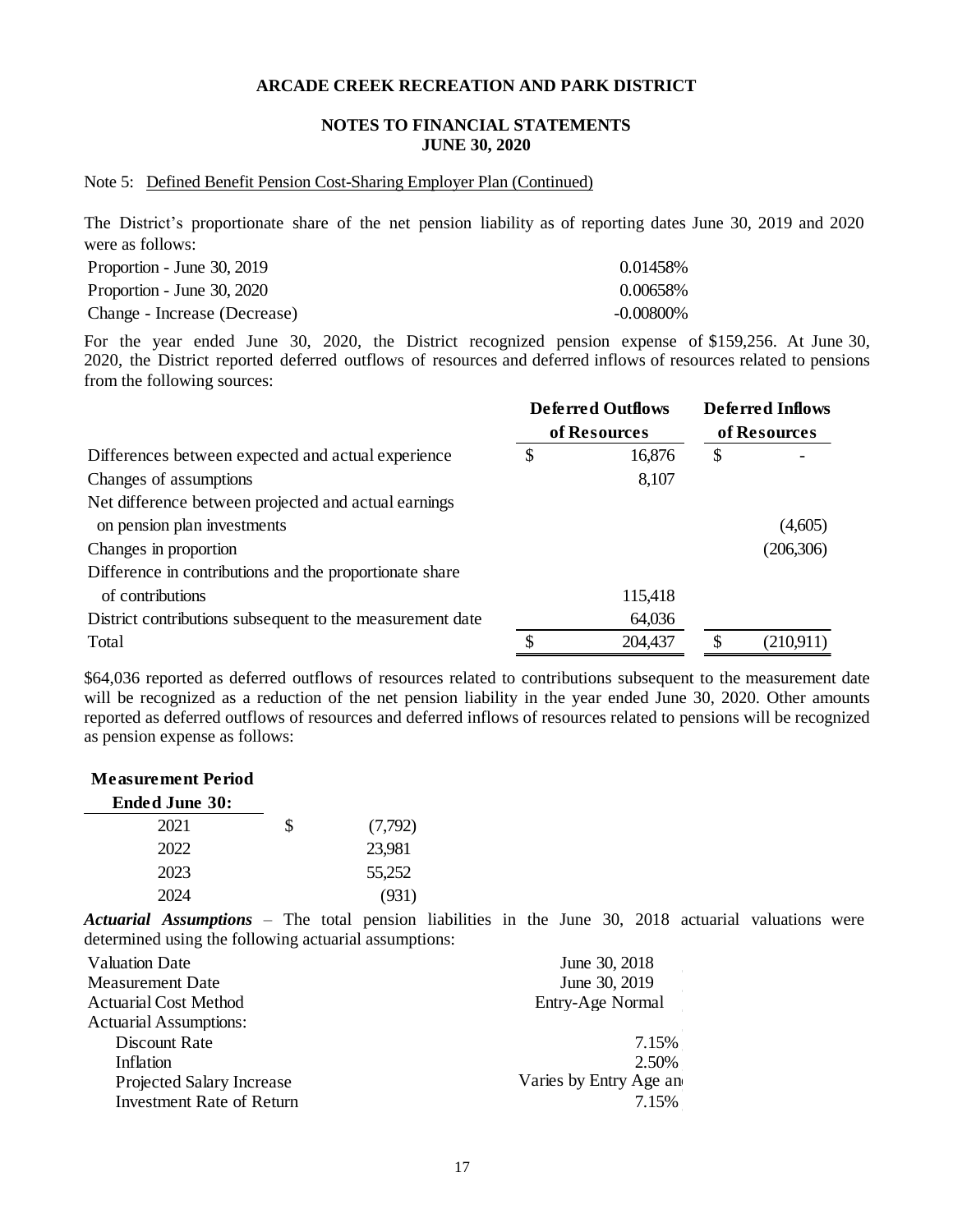ARCADE CREEK RECREATION AND PARK DISTRICT

NOTES TO FINANCIAL STATEMENTS
JUNE 30, 2020

Note 5: Defined Benefit Pension Cost-Sharing Employer Plan (Continued)

The District's proportionate share of the net pension liability as of reporting dates June 30, 2019 and 2020 were as follows:

| | |
|---|---|
| Proportion - June 30, 2019 | 0.01458% |
| Proportion - June 30, 2020 | 0.00658% |
| Change - Increase (Decrease) | -0.00800% |

For the year ended June 30, 2020, the District recognized pension expense of $159,256. At June 30, 2020, the District reported deferred outflows of resources and deferred inflows of resources related to pensions from the following sources:

| | Deferred Outflows of Resources | Deferred Inflows of Resources |
|---|---|---|
| Differences between expected and actual experience | $ 16,876 | $ - |
| Changes of assumptions | 8,107 | |
| Net difference between projected and actual earnings on pension plan investments | | (4,605) |
| Changes in proportion | | (206,306) |
| Difference in contributions and the proportionate share of contributions | 115,418 | |
| District contributions subsequent to the measurement date | 64,036 | |
| Total | $ 204,437 | $ (210,911) |

$64,036 reported as deferred outflows of resources related to contributions subsequent to the measurement date will be recognized as a reduction of the net pension liability in the year ended June 30, 2020. Other amounts reported as deferred outflows of resources and deferred inflows of resources related to pensions will be recognized as pension expense as follows:

| Measurement Period Ended June 30: | |
|---|---|
| 2021 | $ (7,792) |
| 2022 | 23,981 |
| 2023 | 55,252 |
| 2024 | (931) |

***Actuarial Assumptions*** – The total pension liabilities in the June 30, 2018 actuarial valuations were determined using the following actuarial assumptions:

| | |
|---|---|
| Valuation Date | June 30, 2018 |
| Measurement Date | June 30, 2019 |
| Actuarial Cost Method | Entry-Age Normal |
| Actuarial Assumptions: | |
| Discount Rate | 7.15% |
| Inflation | 2.50% |
| Projected Salary Increase | Varies by Entry Age an |
| Investment Rate of Return | 7.15% |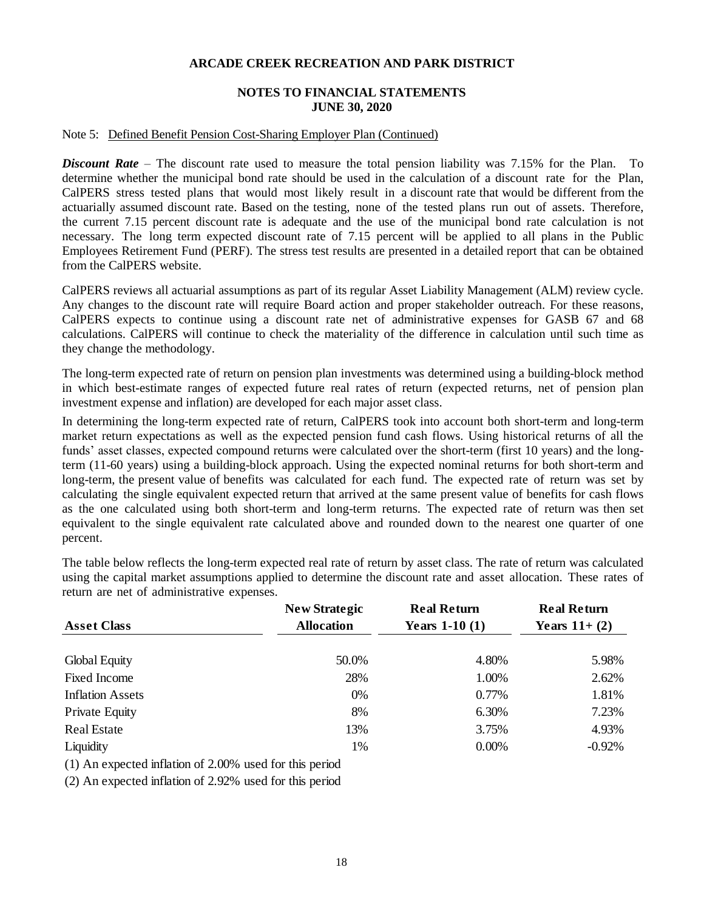# ARCADE CREEK RECREATION AND PARK DISTRICT

## NOTES TO FINANCIAL STATEMENTS
## JUNE 30, 2020

Note 5: Defined Benefit Pension Cost-Sharing Employer Plan (Continued)

***Discount Rate*** – The discount rate used to measure the total pension liability was 7.15% for the Plan. To determine whether the municipal bond rate should be used in the calculation of a discount rate for the Plan, CalPERS stress tested plans that would most likely result in a discount rate that would be different from the actuarially assumed discount rate. Based on the testing, none of the tested plans run out of assets. Therefore, the current 7.15 percent discount rate is adequate and the use of the municipal bond rate calculation is not necessary. The long term expected discount rate of 7.15 percent will be applied to all plans in the Public Employees Retirement Fund (PERF). The stress test results are presented in a detailed report that can be obtained from the CalPERS website.

CalPERS reviews all actuarial assumptions as part of its regular Asset Liability Management (ALM) review cycle. Any changes to the discount rate will require Board action and proper stakeholder outreach. For these reasons, CalPERS expects to continue using a discount rate net of administrative expenses for GASB 67 and 68 calculations. CalPERS will continue to check the materiality of the difference in calculation until such time as they change the methodology.

The long-term expected rate of return on pension plan investments was determined using a building-block method in which best-estimate ranges of expected future real rates of return (expected returns, net of pension plan investment expense and inflation) are developed for each major asset class.

In determining the long-term expected rate of return, CalPERS took into account both short-term and long-term market return expectations as well as the expected pension fund cash flows. Using historical returns of all the funds' asset classes, expected compound returns were calculated over the short-term (first 10 years) and the long-term (11-60 years) using a building-block approach. Using the expected nominal returns for both short-term and long-term, the present value of benefits was calculated for each fund. The expected rate of return was set by calculating the single equivalent expected return that arrived at the same present value of benefits for cash flows as the one calculated using both short-term and long-term returns. The expected rate of return was then set equivalent to the single equivalent rate calculated above and rounded down to the nearest one quarter of one percent.

The table below reflects the long-term expected real rate of return by asset class. The rate of return was calculated using the capital market assumptions applied to determine the discount rate and asset allocation. These rates of return are net of administrative expenses.

| Asset Class | New Strategic Allocation | Real Return Years 1-10 (1) | Real Return Years 11+ (2) |
|---|---|---|---|
| Global Equity | 50.0% | 4.80% | 5.98% |
| Fixed Income | 28% | 1.00% | 2.62% |
| Inflation Assets | 0% | 0.77% | 1.81% |
| Private Equity | 8% | 6.30% | 7.23% |
| Real Estate | 13% | 3.75% | 4.93% |
| Liquidity | 1% | 0.00% | -0.92% |

(1) An expected inflation of 2.00% used for this period

(2) An expected inflation of 2.92% used for this period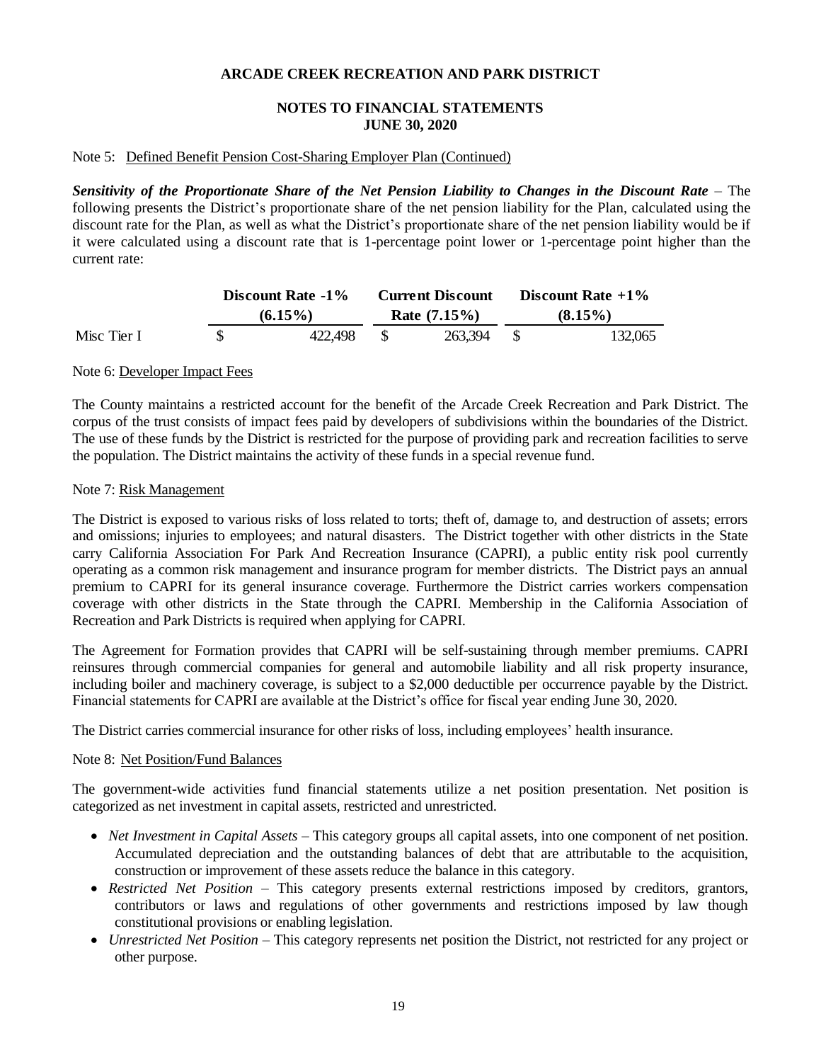Note 5: Defined Benefit Pension Cost-Sharing Employer Plan (Continued)

***Sensitivity of the Proportionate Share of the Net Pension Liability to Changes in the Discount Rate*** – The following presents the District's proportionate share of the net pension liability for the Plan, calculated using the discount rate for the Plan, as well as what the District's proportionate share of the net pension liability would be if it were calculated using a discount rate that is 1-percentage point lower or 1-percentage point higher than the current rate:

| | **Discount Rate -1% (6.15%)** | **Current Discount Rate (7.15%)** | **Discount Rate +1% (8.15%)** |
|---|---|---|---|
| Misc Tier I | $ 422,498 | $ 263,394 | $ 132,065 |

Note 6: Developer Impact Fees

The County maintains a restricted account for the benefit of the Arcade Creek Recreation and Park District. The corpus of the trust consists of impact fees paid by developers of subdivisions within the boundaries of the District. The use of these funds by the District is restricted for the purpose of providing park and recreation facilities to serve the population. The District maintains the activity of these funds in a special revenue fund.

Note 7: Risk Management

The District is exposed to various risks of loss related to torts; theft of, damage to, and destruction of assets; errors and omissions; injuries to employees; and natural disasters. The District together with other districts in the State carry California Association For Park And Recreation Insurance (CAPRI), a public entity risk pool currently operating as a common risk management and insurance program for member districts. The District pays an annual premium to CAPRI for its general insurance coverage. Furthermore the District carries workers compensation coverage with other districts in the State through the CAPRI. Membership in the California Association of Recreation and Park Districts is required when applying for CAPRI.

The Agreement for Formation provides that CAPRI will be self-sustaining through member premiums. CAPRI reinsures through commercial companies for general and automobile liability and all risk property insurance, including boiler and machinery coverage, is subject to a $2,000 deductible per occurrence payable by the District. Financial statements for CAPRI are available at the District's office for fiscal year ending June 30, 2020.

The District carries commercial insurance for other risks of loss, including employees' health insurance.

Note 8: Net Position/Fund Balances

The government-wide activities fund financial statements utilize a net position presentation. Net position is categorized as net investment in capital assets, restricted and unrestricted.

- *Net Investment in Capital Assets* – This category groups all capital assets, into one component of net position. Accumulated depreciation and the outstanding balances of debt that are attributable to the acquisition, construction or improvement of these assets reduce the balance in this category.
- *Restricted Net Position* – This category presents external restrictions imposed by creditors, grantors, contributors or laws and regulations of other governments and restrictions imposed by law though constitutional provisions or enabling legislation.
- *Unrestricted Net Position* – This category represents net position the District, not restricted for any project or other purpose.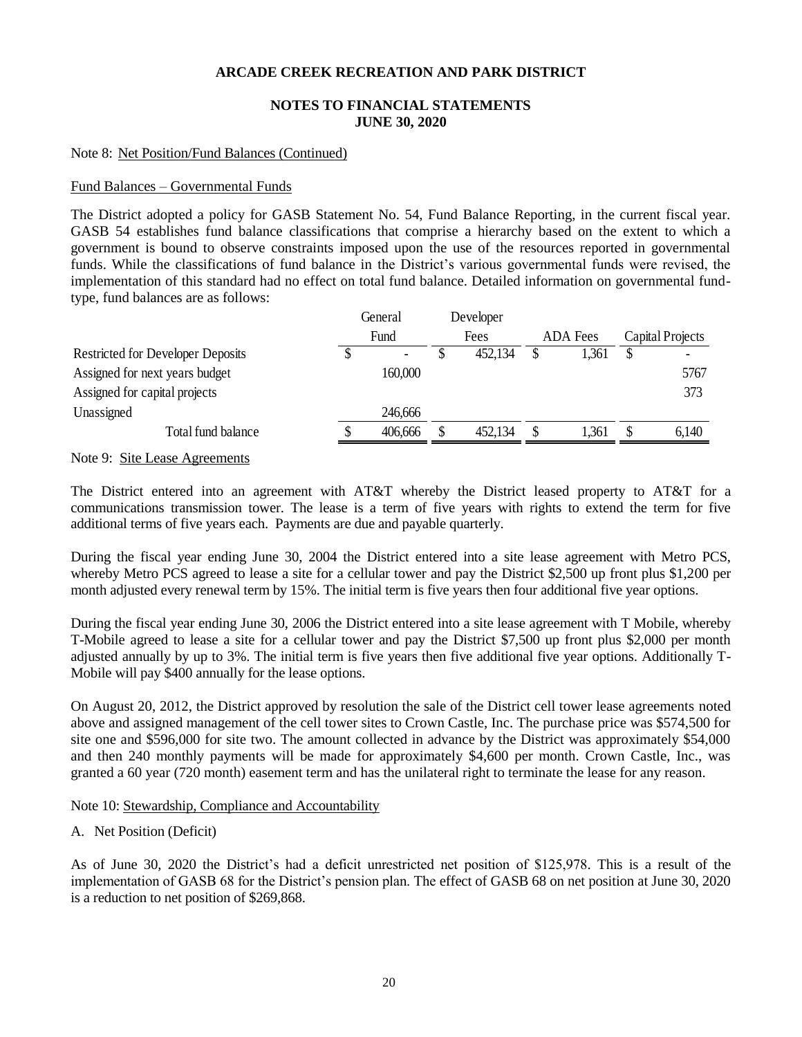**ARCADE CREEK RECREATION AND PARK DISTRICT**

**NOTES TO FINANCIAL STATEMENTS**
**JUNE 30, 2020**

Note 8: Net Position/Fund Balances (Continued)

Fund Balances – Governmental Funds

The District adopted a policy for GASB Statement No. 54, Fund Balance Reporting, in the current fiscal year. GASB 54 establishes fund balance classifications that comprise a hierarchy based on the extent to which a government is bound to observe constraints imposed upon the use of the resources reported in governmental funds. While the classifications of fund balance in the District's various governmental funds were revised, the implementation of this standard had no effect on total fund balance. Detailed information on governmental fund-type, fund balances are as follows:

| | General Fund | Developer Fees | ADA Fees | Capital Projects |
|---|---|---|---|---|
| Restricted for Developer Deposits | $ - | $ 452,134 | $ 1,361 | $ - |
| Assigned for next years budget | 160,000 | | | 5767 |
| Assigned for capital projects | | | | 373 |
| Unassigned | 246,666 | | | |
| Total fund balance | $ 406,666 | $ 452,134 | $ 1,361 | $ 6,140 |

Note 9: Site Lease Agreements

The District entered into an agreement with AT&T whereby the District leased property to AT&T for a communications transmission tower. The lease is a term of five years with rights to extend the term for five additional terms of five years each. Payments are due and payable quarterly.

During the fiscal year ending June 30, 2004 the District entered into a site lease agreement with Metro PCS, whereby Metro PCS agreed to lease a site for a cellular tower and pay the District $2,500 up front plus $1,200 per month adjusted every renewal term by 15%. The initial term is five years then four additional five year options.

During the fiscal year ending June 30, 2006 the District entered into a site lease agreement with T Mobile, whereby T-Mobile agreed to lease a site for a cellular tower and pay the District $7,500 up front plus $2,000 per month adjusted annually by up to 3%. The initial term is five years then five additional five year options. Additionally T-Mobile will pay $400 annually for the lease options.

On August 20, 2012, the District approved by resolution the sale of the District cell tower lease agreements noted above and assigned management of the cell tower sites to Crown Castle, Inc. The purchase price was $574,500 for site one and $596,000 for site two. The amount collected in advance by the District was approximately $54,000 and then 240 monthly payments will be made for approximately $4,600 per month. Crown Castle, Inc., was granted a 60 year (720 month) easement term and has the unilateral right to terminate the lease for any reason.

Note 10: Stewardship, Compliance and Accountability

A. Net Position (Deficit)

As of June 30, 2020 the District's had a deficit unrestricted net position of $125,978. This is a result of the implementation of GASB 68 for the District's pension plan. The effect of GASB 68 on net position at June 30, 2020 is a reduction to net position of $269,868.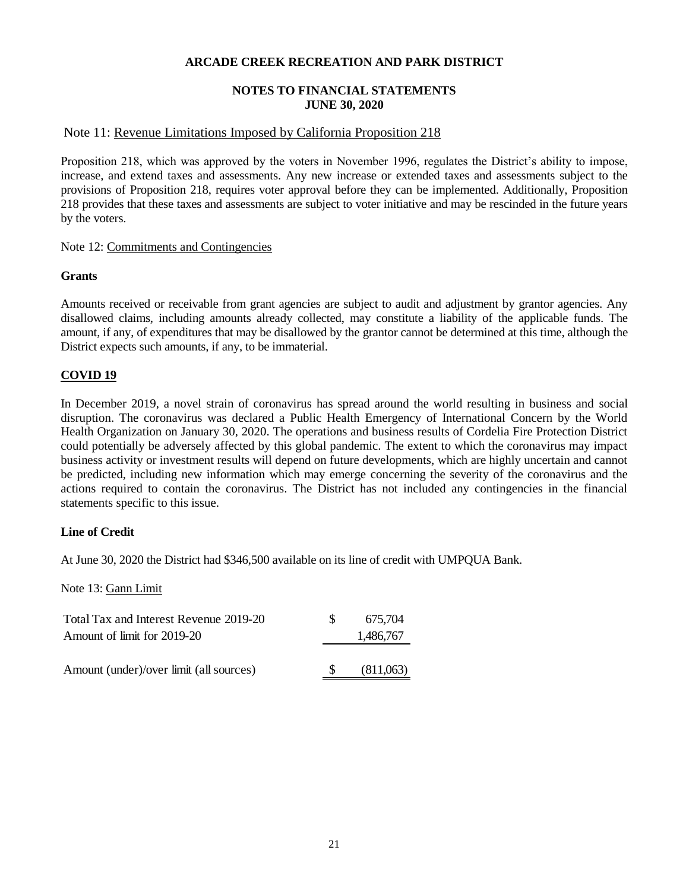**ARCADE CREEK RECREATION AND PARK DISTRICT**

**NOTES TO FINANCIAL STATEMENTS**
**JUNE 30, 2020**

Note 11: Revenue Limitations Imposed by California Proposition 218

Proposition 218, which was approved by the voters in November 1996, regulates the District's ability to impose, increase, and extend taxes and assessments. Any new increase or extended taxes and assessments subject to the provisions of Proposition 218, requires voter approval before they can be implemented. Additionally, Proposition 218 provides that these taxes and assessments are subject to voter initiative and may be rescinded in the future years by the voters.

Note 12: Commitments and Contingencies

**Grants**

Amounts received or receivable from grant agencies are subject to audit and adjustment by grantor agencies. Any disallowed claims, including amounts already collected, may constitute a liability of the applicable funds. The amount, if any, of expenditures that may be disallowed by the grantor cannot be determined at this time, although the District expects such amounts, if any, to be immaterial.

**COVID 19**

In December 2019, a novel strain of coronavirus has spread around the world resulting in business and social disruption. The coronavirus was declared a Public Health Emergency of International Concern by the World Health Organization on January 30, 2020. The operations and business results of Cordelia Fire Protection District could potentially be adversely affected by this global pandemic. The extent to which the coronavirus may impact business activity or investment results will depend on future developments, which are highly uncertain and cannot be predicted, including new information which may emerge concerning the severity of the coronavirus and the actions required to contain the coronavirus. The District has not included any contingencies in the financial statements specific to this issue.

**Line of Credit**

At June 30, 2020 the District had $346,500 available on its line of credit with UMPQUA Bank.

Note 13: Gann Limit

| | | |
|---|---|---|
| Total Tax and Interest Revenue 2019-20 | $ | 675,704 |
| Amount of limit for 2019-20 | | 1,486,767 |
| Amount (under)/over limit (all sources) | $ | (811,063) |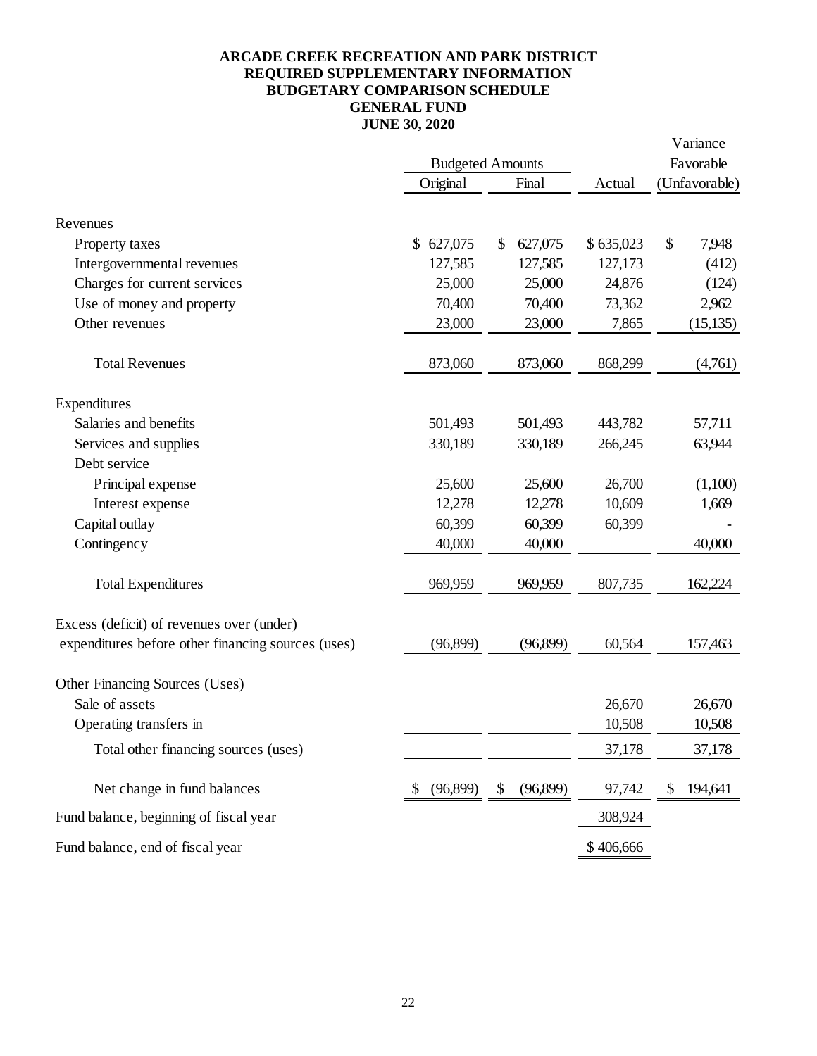# ARCADE CREEK RECREATION AND PARK DISTRICT
## REQUIRED SUPPLEMENTARY INFORMATION
## BUDGETARY COMPARISON SCHEDULE
## GENERAL FUND
## JUNE 30, 2020

| | Budgeted Amounts | | | Variance Favorable |
|---|---|---|---|---|
| | Original | Final | Actual | (Unfavorable) |
| **Revenues** | | | | |
| Property taxes | $ 627,075 | $ 627,075 | $ 635,023 | $ 7,948 |
| Intergovernmental revenues | 127,585 | 127,585 | 127,173 | (412) |
| Charges for current services | 25,000 | 25,000 | 24,876 | (124) |
| Use of money and property | 70,400 | 70,400 | 73,362 | 2,962 |
| Other revenues | 23,000 | 23,000 | 7,865 | (15,135) |
| Total Revenues | 873,060 | 873,060 | 868,299 | (4,761) |
| **Expenditures** | | | | |
| Salaries and benefits | 501,493 | 501,493 | 443,782 | 57,711 |
| Services and supplies | 330,189 | 330,189 | 266,245 | 63,944 |
| Debt service | | | | |
| Principal expense | 25,600 | 25,600 | 26,700 | (1,100) |
| Interest expense | 12,278 | 12,278 | 10,609 | 1,669 |
| Capital outlay | 60,399 | 60,399 | 60,399 | - |
| Contingency | 40,000 | 40,000 | | 40,000 |
| Total Expenditures | 969,959 | 969,959 | 807,735 | 162,224 |
| Excess (deficit) of revenues over (under) expenditures before other financing sources (uses) | (96,899) | (96,899) | 60,564 | 157,463 |
| **Other Financing Sources (Uses)** | | | | |
| Sale of assets | | | 26,670 | 26,670 |
| Operating transfers in | | | 10,508 | 10,508 |
| Total other financing sources (uses) | | | 37,178 | 37,178 |
| Net change in fund balances | $ (96,899) | $ (96,899) | 97,742 | $ 194,641 |
| Fund balance, beginning of fiscal year | | | 308,924 | |
| Fund balance, end of fiscal year | | | $ 406,666 | |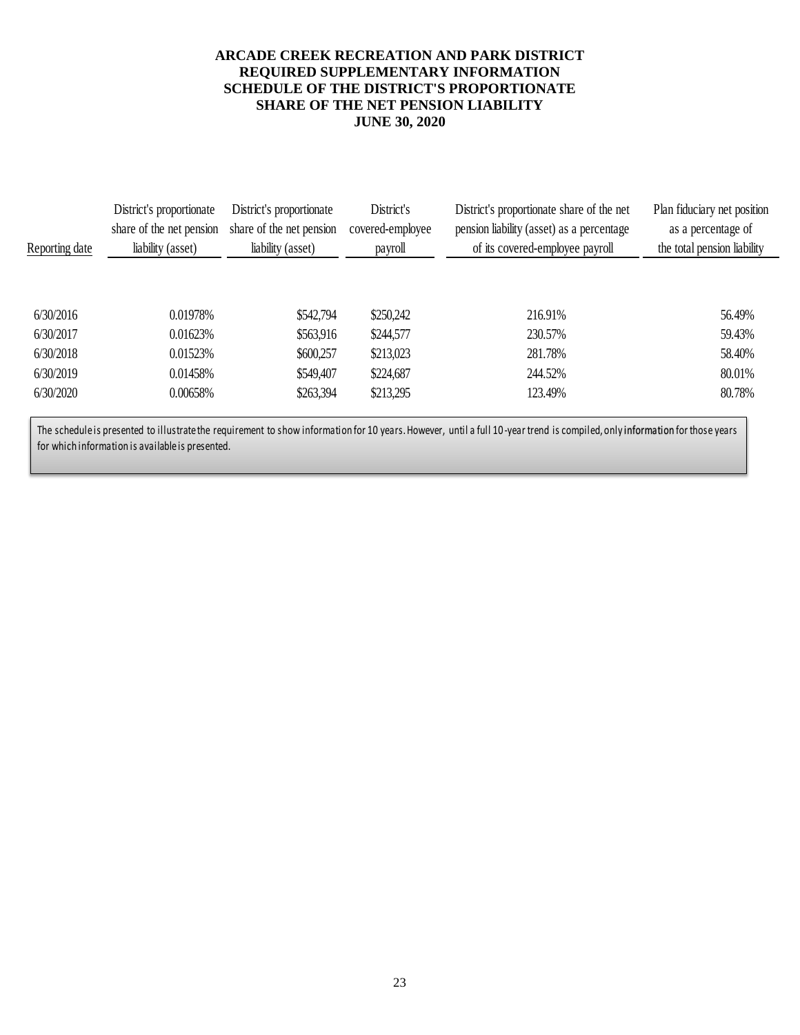# ARCADE CREEK RECREATION AND PARK DISTRICT
## REQUIRED SUPPLEMENTARY INFORMATION
## SCHEDULE OF THE DISTRICT'S PROPORTIONATE SHARE OF THE NET PENSION LIABILITY
## JUNE 30, 2020

| Reporting date | District's proportionate share of the net pension liability (asset) | District's proportionate share of the net pension liability (asset) | District's covered-employee payroll | District's proportionate share of the net pension liability (asset) as a percentage of its covered-employee payroll | Plan fiduciary net position as a percentage of the total pension liability |
|---|---|---|---|---|---|
| 6/30/2016 | 0.01978% | $542,794 | $250,242 | 216.91% | 56.49% |
| 6/30/2017 | 0.01623% | $563,916 | $244,577 | 230.57% | 59.43% |
| 6/30/2018 | 0.01523% | $600,257 | $213,023 | 281.78% | 58.40% |
| 6/30/2019 | 0.01458% | $549,407 | $224,687 | 244.52% | 80.01% |
| 6/30/2020 | 0.00658% | $263,394 | $213,295 | 123.49% | 80.78% |

The schedule is presented to illustrate the requirement to show information for 10 years. However, until a full 10-year trend is compiled, only information for those years for which information is available is presented.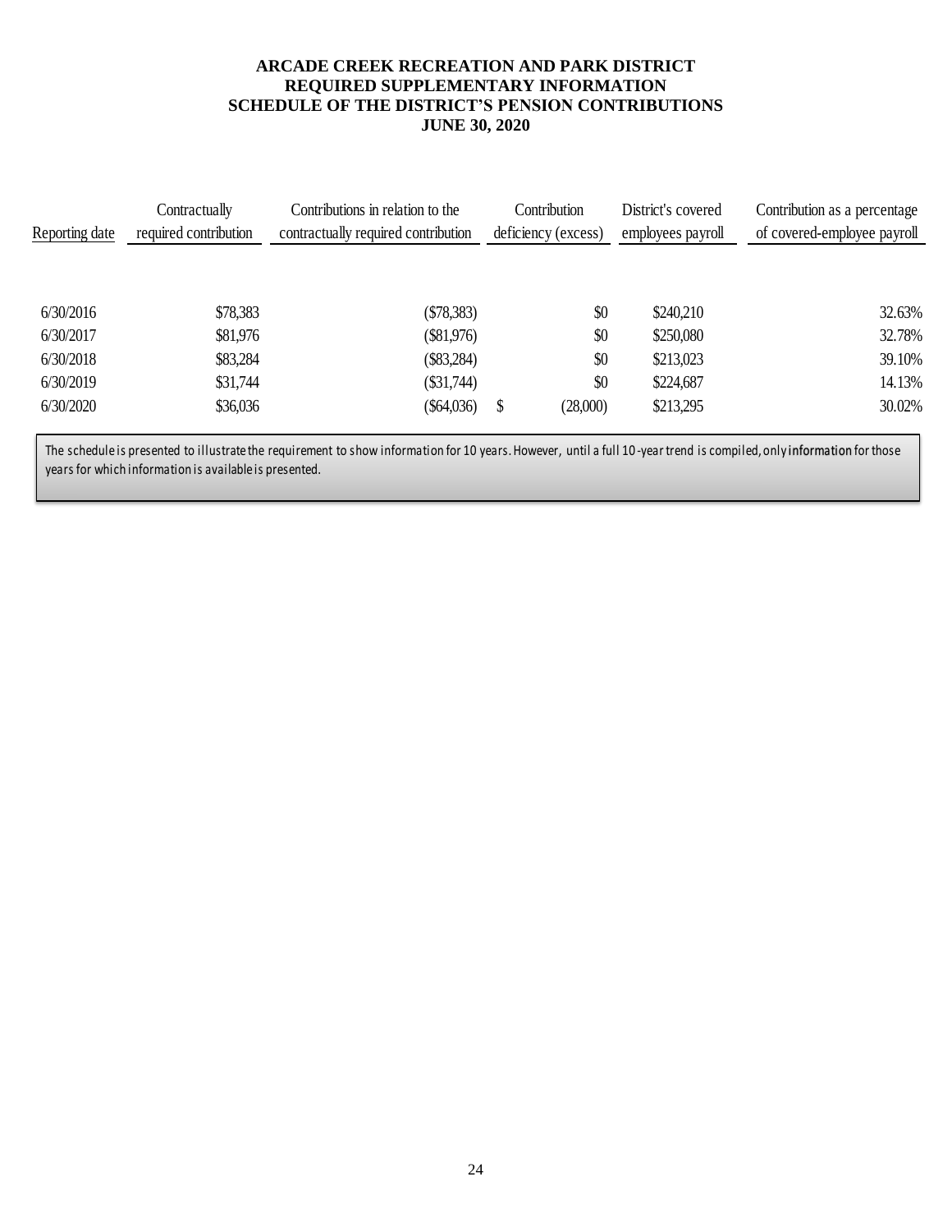# ARCADE CREEK RECREATION AND PARK DISTRICT
## REQUIRED SUPPLEMENTARY INFORMATION
## SCHEDULE OF THE DISTRICT'S PENSION CONTRIBUTIONS
## JUNE 30, 2020

| Reporting date | Contractually required contribution | Contributions in relation to the contractually required contribution | Contribution deficiency (excess) | District's covered employees payroll | Contribution as a percentage of covered-employee payroll |
|---|---|---|---|---|---|
| 6/30/2016 | $78,383 | ($78,383) | $0 | $240,210 | 32.63% |
| 6/30/2017 | $81,976 | ($81,976) | $0 | $250,080 | 32.78% |
| 6/30/2018 | $83,284 | ($83,284) | $0 | $213,023 | 39.10% |
| 6/30/2019 | $31,744 | ($31,744) | $0 | $224,687 | 14.13% |
| 6/30/2020 | $36,036 | ($64,036) | $ (28,000) | $213,295 | 30.02% |

The schedule is presented to illustrate the requirement to show information for 10 years. However, until a full 10-year trend is compiled, only information for those years for which information is available is presented.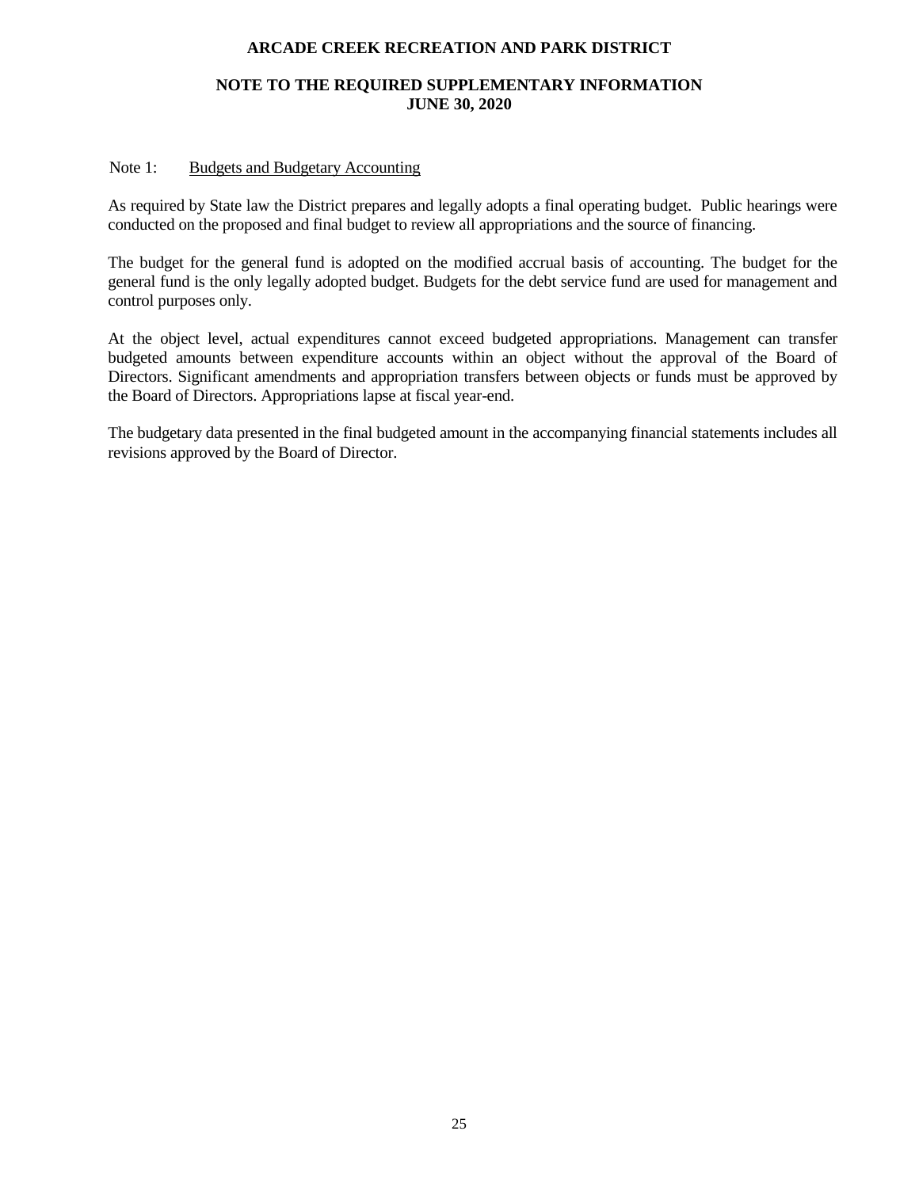# ARCADE CREEK RECREATION AND PARK DISTRICT

## NOTE TO THE REQUIRED SUPPLEMENTARY INFORMATION
## JUNE 30, 2020

Note 1: Budgets and Budgetary Accounting

As required by State law the District prepares and legally adopts a final operating budget. Public hearings were conducted on the proposed and final budget to review all appropriations and the source of financing.

The budget for the general fund is adopted on the modified accrual basis of accounting. The budget for the general fund is the only legally adopted budget. Budgets for the debt service fund are used for management and control purposes only.

At the object level, actual expenditures cannot exceed budgeted appropriations. Management can transfer budgeted amounts between expenditure accounts within an object without the approval of the Board of Directors. Significant amendments and appropriation transfers between objects or funds must be approved by the Board of Directors. Appropriations lapse at fiscal year-end.

The budgetary data presented in the final budgeted amount in the accompanying financial statements includes all revisions approved by the Board of Director.